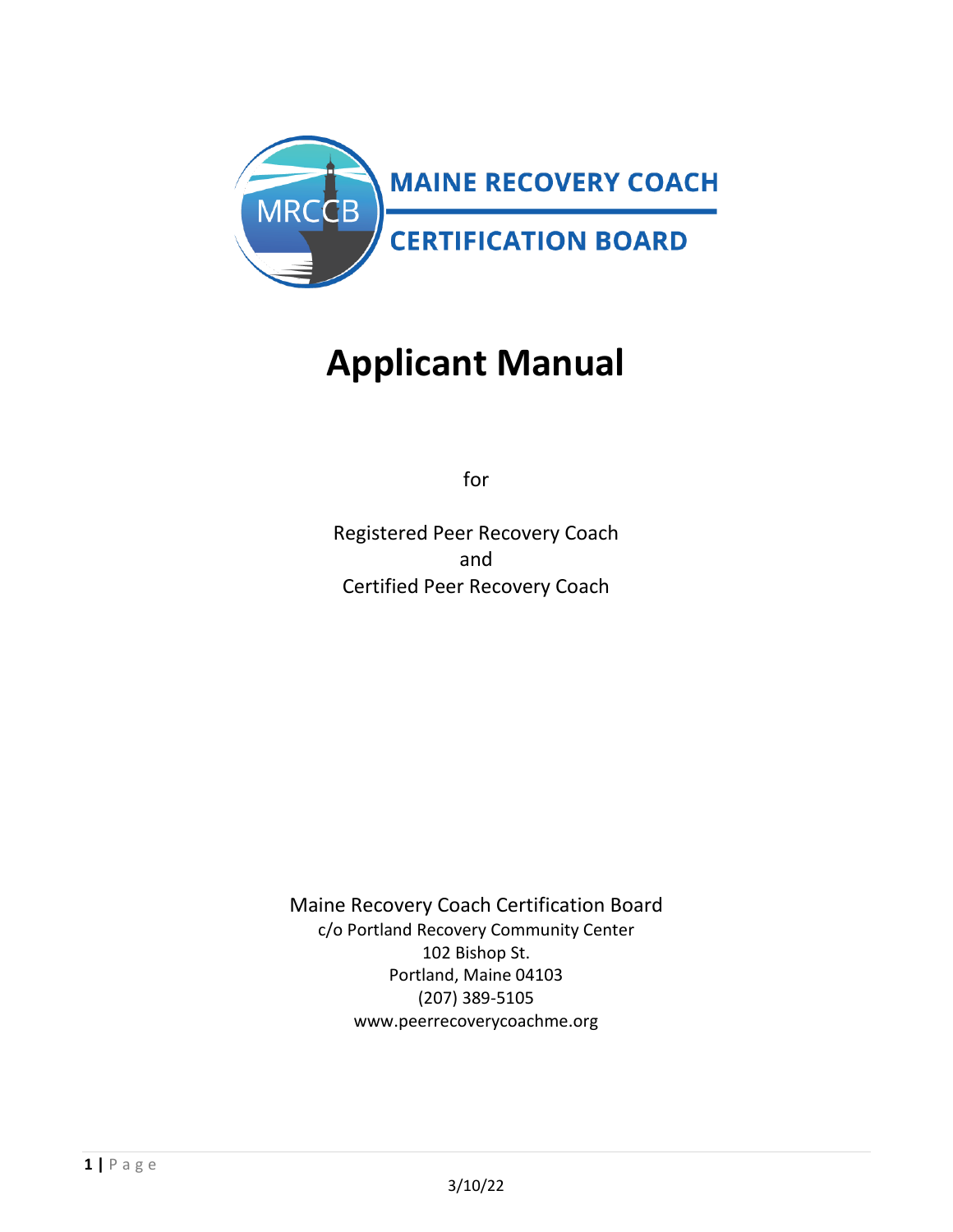MRCCB

**MAINE RECOVERY COACH**

**CERTIFICATION BOARD**

# Applicant Manual

for

Registered Peer Recovery Coach
and
Certified Peer Recovery Coach

Maine Recovery Coach Certification Board
c/o Portland Recovery Community Center
102 Bishop St.
Portland, Maine 04103
(207) 389-5105
www.peerrecoverycoachme.org

3/10/22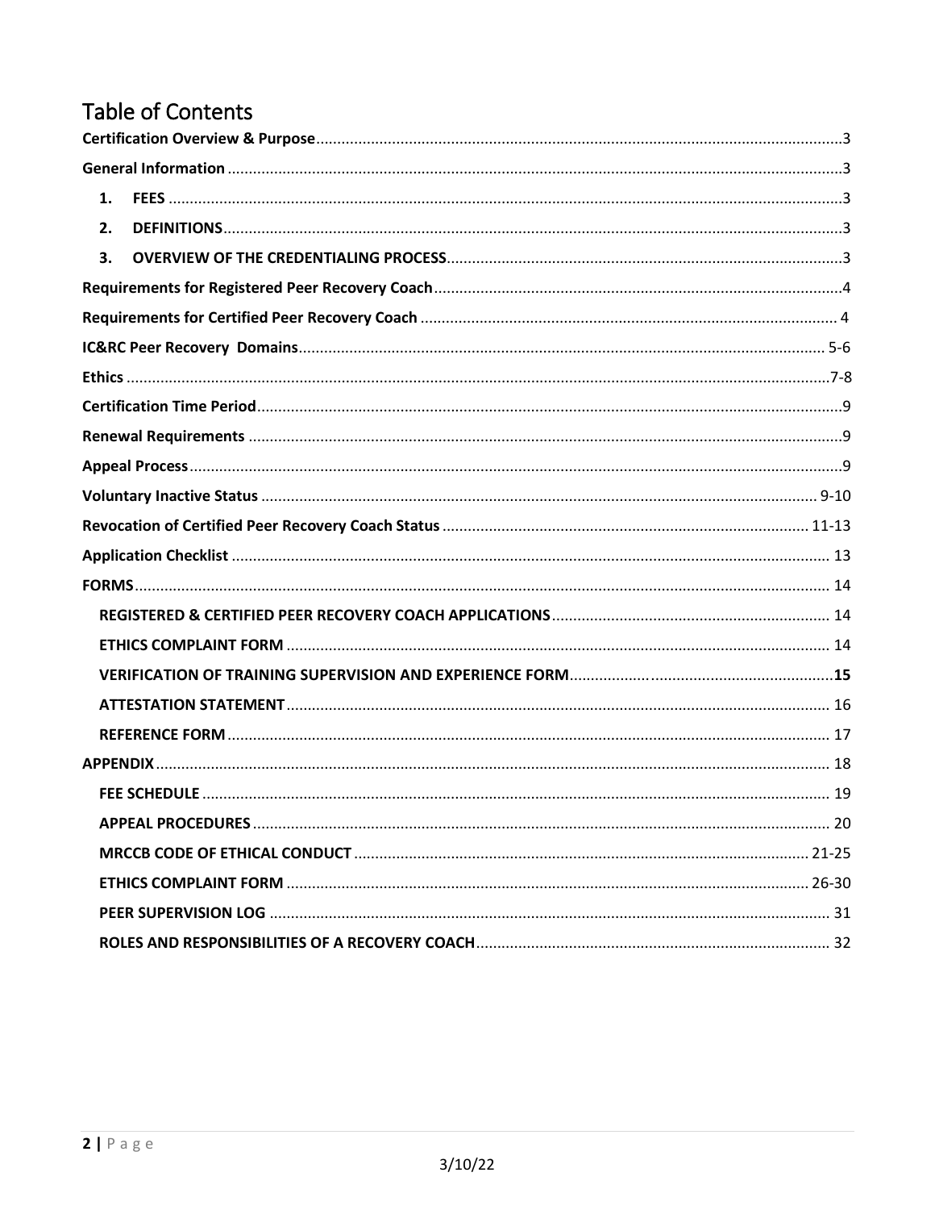# Table of Contents

**Certification Overview & Purpose** ........ 3

**General Information** ........ 3

1. **FEES** ........ 3
2. **DEFINITIONS** ........ 3
3. **OVERVIEW OF THE CREDENTIALING PROCESS** ........ 3

**Requirements for Registered Peer Recovery Coach** ........ 4

**Requirements for Certified Peer Recovery Coach** ........ 4

**IC&RC Peer Recovery Domains** ........ 5-6

**Ethics** ........ 7-8

**Certification Time Period** ........ 9

**Renewal Requirements** ........ 9

**Appeal Process** ........ 9

**Voluntary Inactive Status** ........ 9-10

**Revocation of Certified Peer Recovery Coach Status** ........ 11-13

**Application Checklist** ........ 13

**FORMS** ........ 14

- **REGISTERED & CERTIFIED PEER RECOVERY COACH APPLICATIONS** ........ 14
- **ETHICS COMPLAINT FORM** ........ 14
- **VERIFICATION OF TRAINING SUPERVISION AND EXPERIENCE FORM** ........ **15**
- **ATTESTATION STATEMENT** ........ 16
- **REFERENCE FORM** ........ 17

**APPENDIX** ........ 18

- **FEE SCHEDULE** ........ 19
- **APPEAL PROCEDURES** ........ 20
- **MRCCB CODE OF ETHICAL CONDUCT** ........ 21-25
- **ETHICS COMPLAINT FORM** ........ 26-30
- **PEER SUPERVISION LOG** ........ 31
- **ROLES AND RESPONSIBILITIES OF A RECOVERY COACH** ........ 32

3/10/22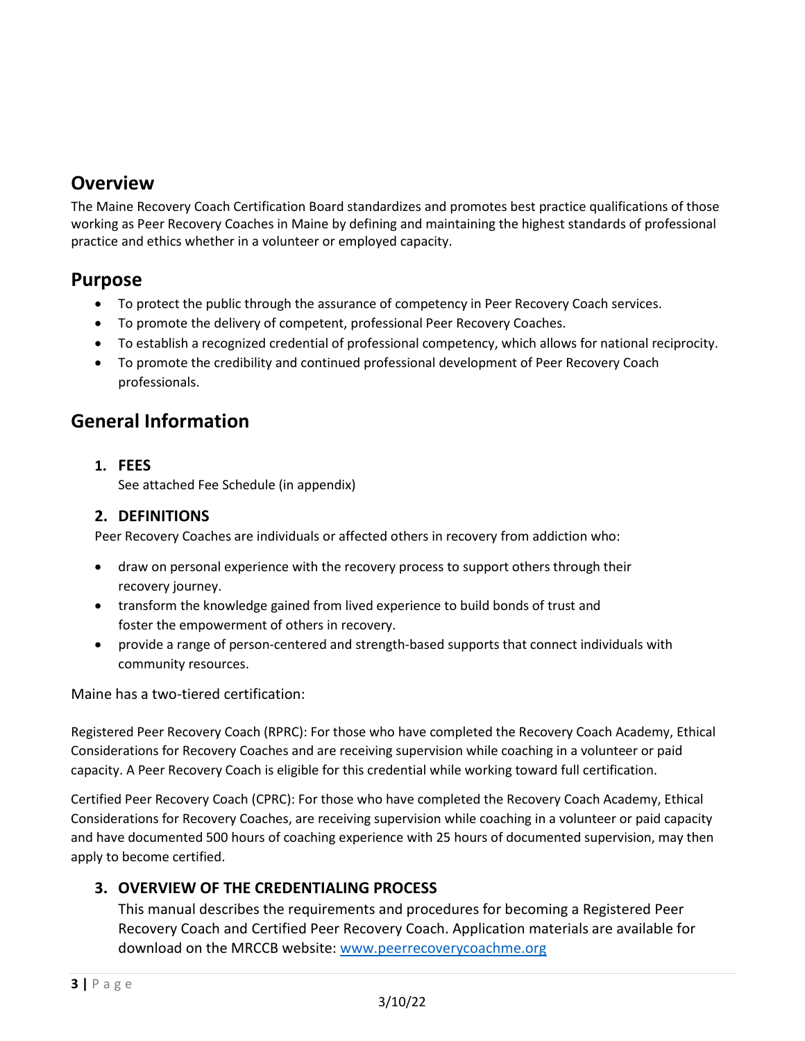## Overview

The Maine Recovery Coach Certification Board standardizes and promotes best practice qualifications of those working as Peer Recovery Coaches in Maine by defining and maintaining the highest standards of professional practice and ethics whether in a volunteer or employed capacity.

## Purpose

- To protect the public through the assurance of competency in Peer Recovery Coach services.
- To promote the delivery of competent, professional Peer Recovery Coaches.
- To establish a recognized credential of professional competency, which allows for national reciprocity.
- To promote the credibility and continued professional development of Peer Recovery Coach professionals.

## General Information

### 1. FEES

See attached Fee Schedule (in appendix)

### 2. DEFINITIONS

Peer Recovery Coaches are individuals or affected others in recovery from addiction who:

- draw on personal experience with the recovery process to support others through their recovery journey.
- transform the knowledge gained from lived experience to build bonds of trust and foster the empowerment of others in recovery.
- provide a range of person-centered and strength-based supports that connect individuals with community resources.

Maine has a two-tiered certification:

Registered Peer Recovery Coach (RPRC): For those who have completed the Recovery Coach Academy, Ethical Considerations for Recovery Coaches and are receiving supervision while coaching in a volunteer or paid capacity. A Peer Recovery Coach is eligible for this credential while working toward full certification.

Certified Peer Recovery Coach (CPRC): For those who have completed the Recovery Coach Academy, Ethical Considerations for Recovery Coaches, are receiving supervision while coaching in a volunteer or paid capacity and have documented 500 hours of coaching experience with 25 hours of documented supervision, may then apply to become certified.

### 3. OVERVIEW OF THE CREDENTIALING PROCESS

This manual describes the requirements and procedures for becoming a Registered Peer Recovery Coach and Certified Peer Recovery Coach. Application materials are available for download on the MRCCB website: [www.peerrecoverycoachme.org](http://www.peerrecoverycoachme.org)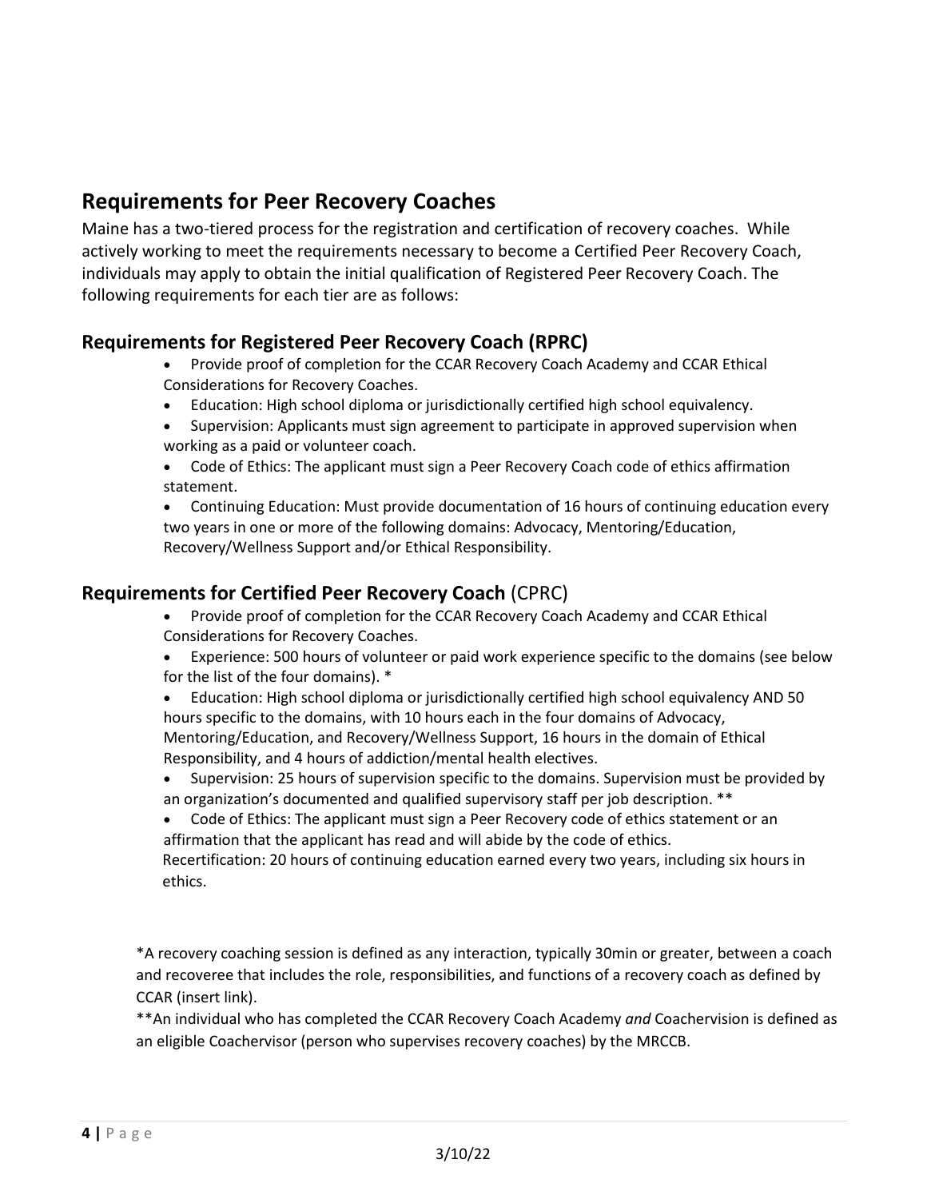## Requirements for Peer Recovery Coaches

Maine has a two-tiered process for the registration and certification of recovery coaches. While actively working to meet the requirements necessary to become a Certified Peer Recovery Coach, individuals may apply to obtain the initial qualification of Registered Peer Recovery Coach. The following requirements for each tier are as follows:

### Requirements for Registered Peer Recovery Coach (RPRC)

- Provide proof of completion for the CCAR Recovery Coach Academy and CCAR Ethical Considerations for Recovery Coaches.
- Education: High school diploma or jurisdictionally certified high school equivalency.
- Supervision: Applicants must sign agreement to participate in approved supervision when working as a paid or volunteer coach.
- Code of Ethics: The applicant must sign a Peer Recovery Coach code of ethics affirmation statement.
- Continuing Education: Must provide documentation of 16 hours of continuing education every two years in one or more of the following domains: Advocacy, Mentoring/Education, Recovery/Wellness Support and/or Ethical Responsibility.

### Requirements for Certified Peer Recovery Coach (CPRC)

- Provide proof of completion for the CCAR Recovery Coach Academy and CCAR Ethical Considerations for Recovery Coaches.
- Experience: 500 hours of volunteer or paid work experience specific to the domains (see below for the list of the four domains). *
- Education: High school diploma or jurisdictionally certified high school equivalency AND 50 hours specific to the domains, with 10 hours each in the four domains of Advocacy, Mentoring/Education, and Recovery/Wellness Support, 16 hours in the domain of Ethical Responsibility, and 4 hours of addiction/mental health electives.
- Supervision: 25 hours of supervision specific to the domains. Supervision must be provided by an organization's documented and qualified supervisory staff per job description. **
- Code of Ethics: The applicant must sign a Peer Recovery code of ethics statement or an affirmation that the applicant has read and will abide by the code of ethics.

Recertification: 20 hours of continuing education earned every two years, including six hours in ethics.

*A recovery coaching session is defined as any interaction, typically 30min or greater, between a coach and recoveree that includes the role, responsibilities, and functions of a recovery coach as defined by CCAR (insert link).

**An individual who has completed the CCAR Recovery Coach Academy *and* Coachervision is defined as an eligible Coachervisor (person who supervises recovery coaches) by the MRCCB.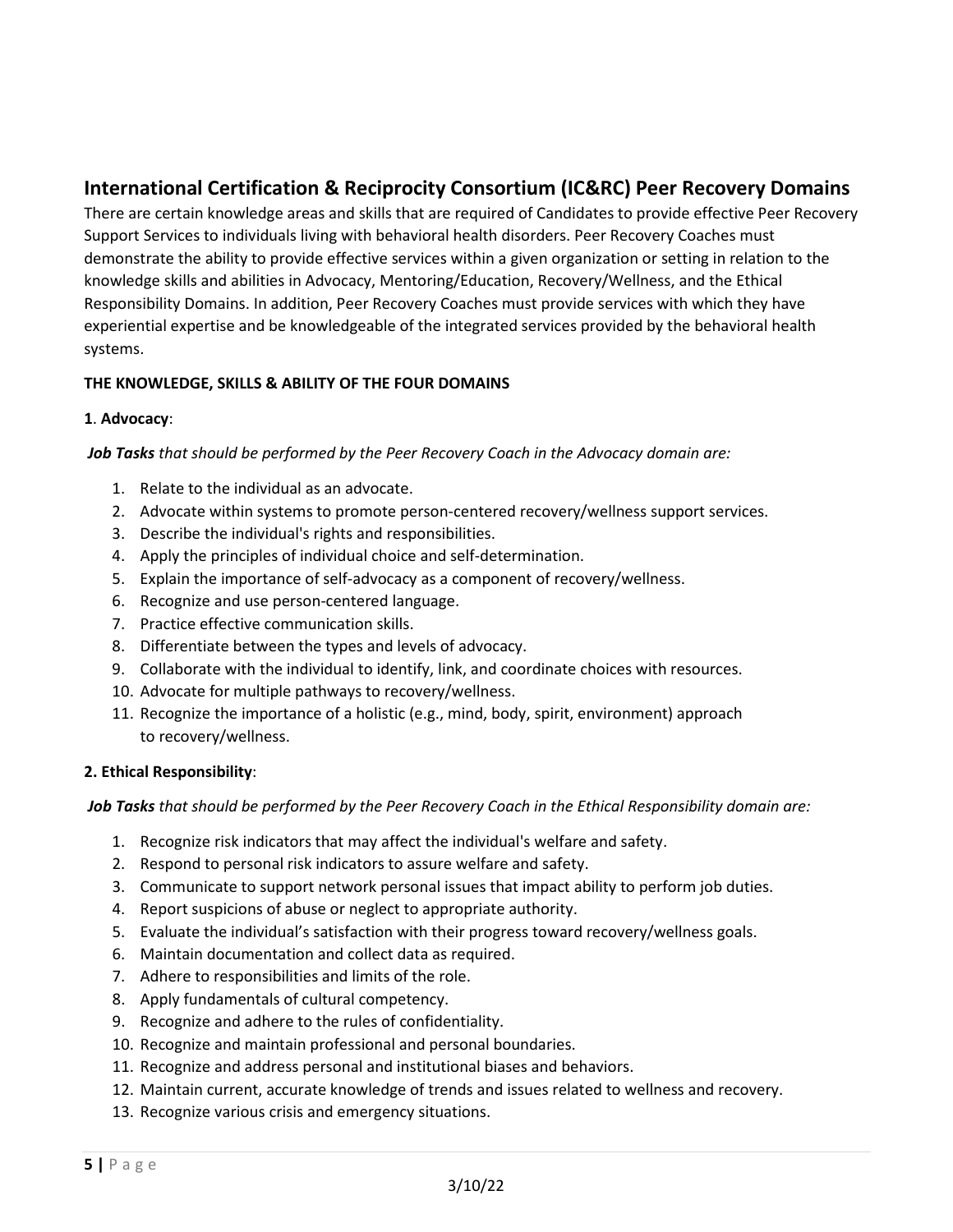## International Certification & Reciprocity Consortium (IC&RC) Peer Recovery Domains

There are certain knowledge areas and skills that are required of Candidates to provide effective Peer Recovery Support Services to individuals living with behavioral health disorders. Peer Recovery Coaches must demonstrate the ability to provide effective services within a given organization or setting in relation to the knowledge skills and abilities in Advocacy, Mentoring/Education, Recovery/Wellness, and the Ethical Responsibility Domains. In addition, Peer Recovery Coaches must provide services with which they have experiential expertise and be knowledgeable of the integrated services provided by the behavioral health systems.

**THE KNOWLEDGE, SKILLS & ABILITY OF THE FOUR DOMAINS**

**1**. **Advocacy**:

***Job Tasks*** *that should be performed by the Peer Recovery Coach in the Advocacy domain are:*

1. Relate to the individual as an advocate.
2. Advocate within systems to promote person-centered recovery/wellness support services.
3. Describe the individual's rights and responsibilities.
4. Apply the principles of individual choice and self-determination.
5. Explain the importance of self-advocacy as a component of recovery/wellness.
6. Recognize and use person-centered language.
7. Practice effective communication skills.
8. Differentiate between the types and levels of advocacy.
9. Collaborate with the individual to identify, link, and coordinate choices with resources.
10. Advocate for multiple pathways to recovery/wellness.
11. Recognize the importance of a holistic (e.g., mind, body, spirit, environment) approach to recovery/wellness.

**2. Ethical Responsibility**:

***Job Tasks*** *that should be performed by the Peer Recovery Coach in the Ethical Responsibility domain are:*

1. Recognize risk indicators that may affect the individual's welfare and safety.
2. Respond to personal risk indicators to assure welfare and safety.
3. Communicate to support network personal issues that impact ability to perform job duties.
4. Report suspicions of abuse or neglect to appropriate authority.
5. Evaluate the individual's satisfaction with their progress toward recovery/wellness goals.
6. Maintain documentation and collect data as required.
7. Adhere to responsibilities and limits of the role.
8. Apply fundamentals of cultural competency.
9. Recognize and adhere to the rules of confidentiality.
10. Recognize and maintain professional and personal boundaries.
11. Recognize and address personal and institutional biases and behaviors.
12. Maintain current, accurate knowledge of trends and issues related to wellness and recovery.
13. Recognize various crisis and emergency situations.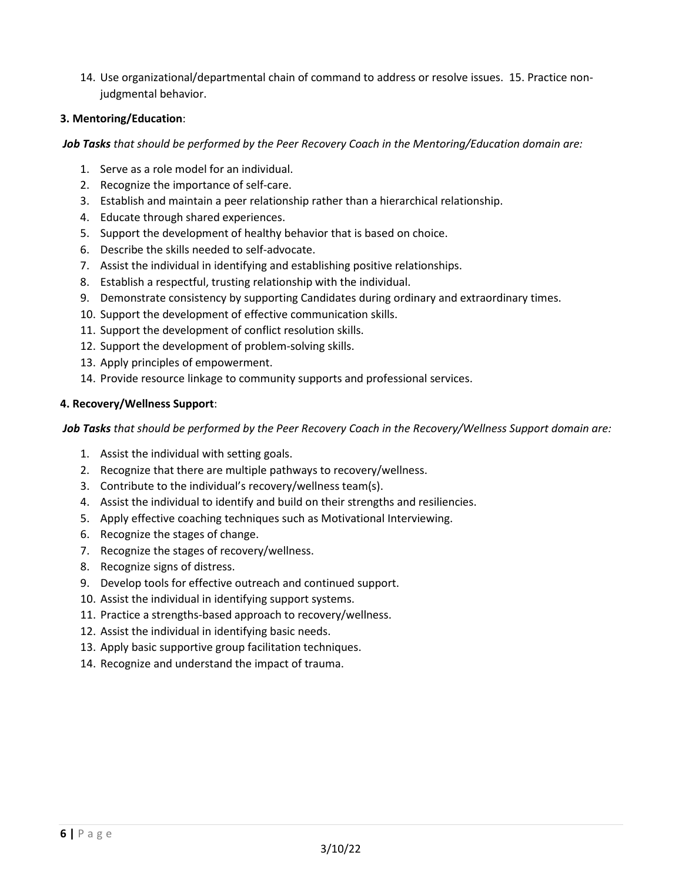14. Use organizational/departmental chain of command to address or resolve issues. 15. Practice non-judgmental behavior.

**3. Mentoring/Education**:

***Job Tasks*** *that should be performed by the Peer Recovery Coach in the Mentoring/Education domain are:*

1. Serve as a role model for an individual.
2. Recognize the importance of self-care.
3. Establish and maintain a peer relationship rather than a hierarchical relationship.
4. Educate through shared experiences.
5. Support the development of healthy behavior that is based on choice.
6. Describe the skills needed to self-advocate.
7. Assist the individual in identifying and establishing positive relationships.
8. Establish a respectful, trusting relationship with the individual.
9. Demonstrate consistency by supporting Candidates during ordinary and extraordinary times.
10. Support the development of effective communication skills.
11. Support the development of conflict resolution skills.
12. Support the development of problem-solving skills.
13. Apply principles of empowerment.
14. Provide resource linkage to community supports and professional services.

**4. Recovery/Wellness Support**:

***Job Tasks*** *that should be performed by the Peer Recovery Coach in the Recovery/Wellness Support domain are:*

1. Assist the individual with setting goals.
2. Recognize that there are multiple pathways to recovery/wellness.
3. Contribute to the individual's recovery/wellness team(s).
4. Assist the individual to identify and build on their strengths and resiliencies.
5. Apply effective coaching techniques such as Motivational Interviewing.
6. Recognize the stages of change.
7. Recognize the stages of recovery/wellness.
8. Recognize signs of distress.
9. Develop tools for effective outreach and continued support.
10. Assist the individual in identifying support systems.
11. Practice a strengths-based approach to recovery/wellness.
12. Assist the individual in identifying basic needs.
13. Apply basic supportive group facilitation techniques.
14. Recognize and understand the impact of trauma.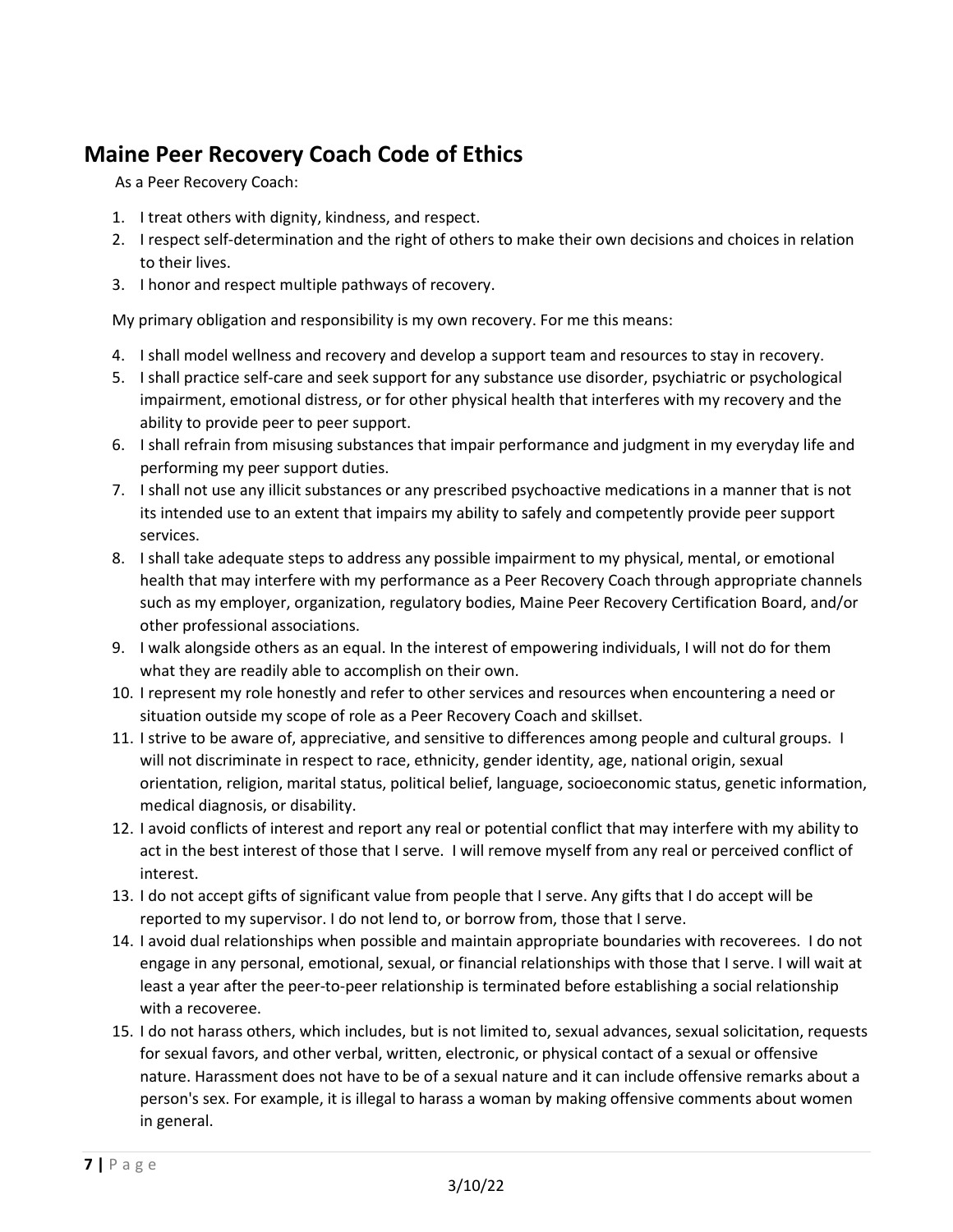## Maine Peer Recovery Coach Code of Ethics

As a Peer Recovery Coach:

1. I treat others with dignity, kindness, and respect.
2. I respect self-determination and the right of others to make their own decisions and choices in relation to their lives.
3. I honor and respect multiple pathways of recovery.

My primary obligation and responsibility is my own recovery. For me this means:

4. I shall model wellness and recovery and develop a support team and resources to stay in recovery.
5. I shall practice self-care and seek support for any substance use disorder, psychiatric or psychological impairment, emotional distress, or for other physical health that interferes with my recovery and the ability to provide peer to peer support.
6. I shall refrain from misusing substances that impair performance and judgment in my everyday life and performing my peer support duties.
7. I shall not use any illicit substances or any prescribed psychoactive medications in a manner that is not its intended use to an extent that impairs my ability to safely and competently provide peer support services.
8. I shall take adequate steps to address any possible impairment to my physical, mental, or emotional health that may interfere with my performance as a Peer Recovery Coach through appropriate channels such as my employer, organization, regulatory bodies, Maine Peer Recovery Certification Board, and/or other professional associations.
9. I walk alongside others as an equal. In the interest of empowering individuals, I will not do for them what they are readily able to accomplish on their own.
10. I represent my role honestly and refer to other services and resources when encountering a need or situation outside my scope of role as a Peer Recovery Coach and skillset.
11. I strive to be aware of, appreciative, and sensitive to differences among people and cultural groups. I will not discriminate in respect to race, ethnicity, gender identity, age, national origin, sexual orientation, religion, marital status, political belief, language, socioeconomic status, genetic information, medical diagnosis, or disability.
12. I avoid conflicts of interest and report any real or potential conflict that may interfere with my ability to act in the best interest of those that I serve. I will remove myself from any real or perceived conflict of interest.
13. I do not accept gifts of significant value from people that I serve. Any gifts that I do accept will be reported to my supervisor. I do not lend to, or borrow from, those that I serve.
14. I avoid dual relationships when possible and maintain appropriate boundaries with recoverees. I do not engage in any personal, emotional, sexual, or financial relationships with those that I serve. I will wait at least a year after the peer-to-peer relationship is terminated before establishing a social relationship with a recoveree.
15. I do not harass others, which includes, but is not limited to, sexual advances, sexual solicitation, requests for sexual favors, and other verbal, written, electronic, or physical contact of a sexual or offensive nature. Harassment does not have to be of a sexual nature and it can include offensive remarks about a person's sex. For example, it is illegal to harass a woman by making offensive comments about women in general.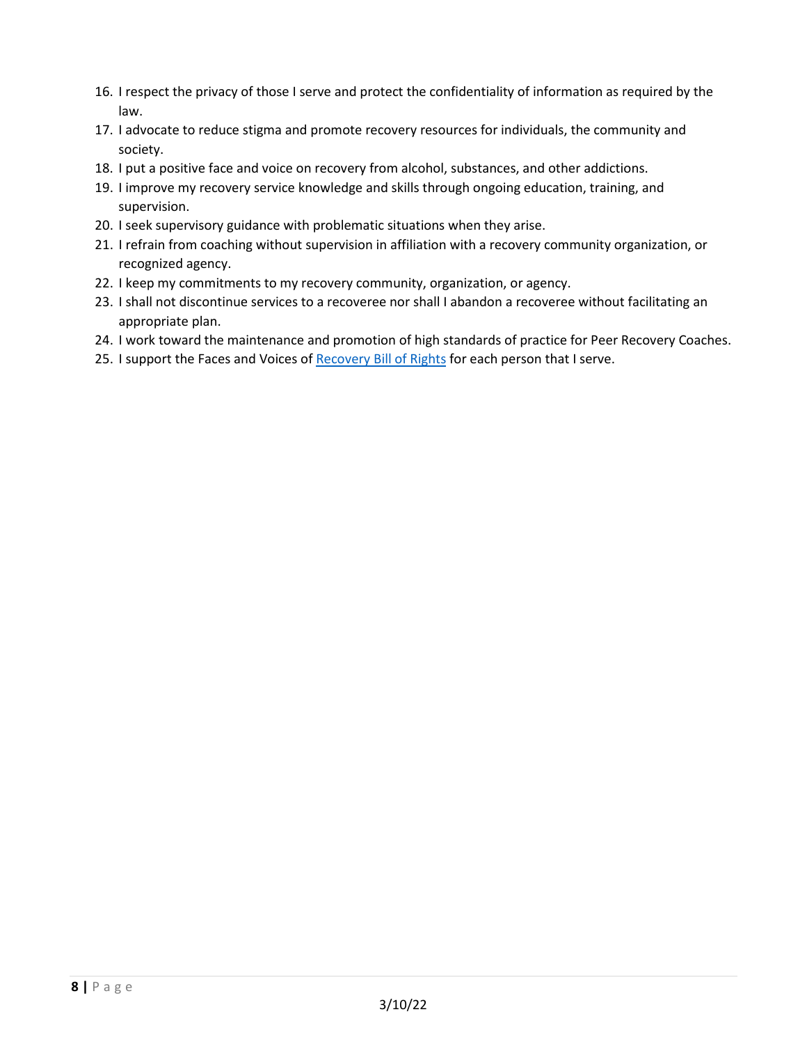16. I respect the privacy of those I serve and protect the confidentiality of information as required by the law.
17. I advocate to reduce stigma and promote recovery resources for individuals, the community and society.
18. I put a positive face and voice on recovery from alcohol, substances, and other addictions.
19. I improve my recovery service knowledge and skills through ongoing education, training, and supervision.
20. I seek supervisory guidance with problematic situations when they arise.
21. I refrain from coaching without supervision in affiliation with a recovery community organization, or recognized agency.
22. I keep my commitments to my recovery community, organization, or agency.
23. I shall not discontinue services to a recoveree nor shall I abandon a recoveree without facilitating an appropriate plan.
24. I work toward the maintenance and promotion of high standards of practice for Peer Recovery Coaches.
25. I support the Faces and Voices of Recovery Bill of Rights for each person that I serve.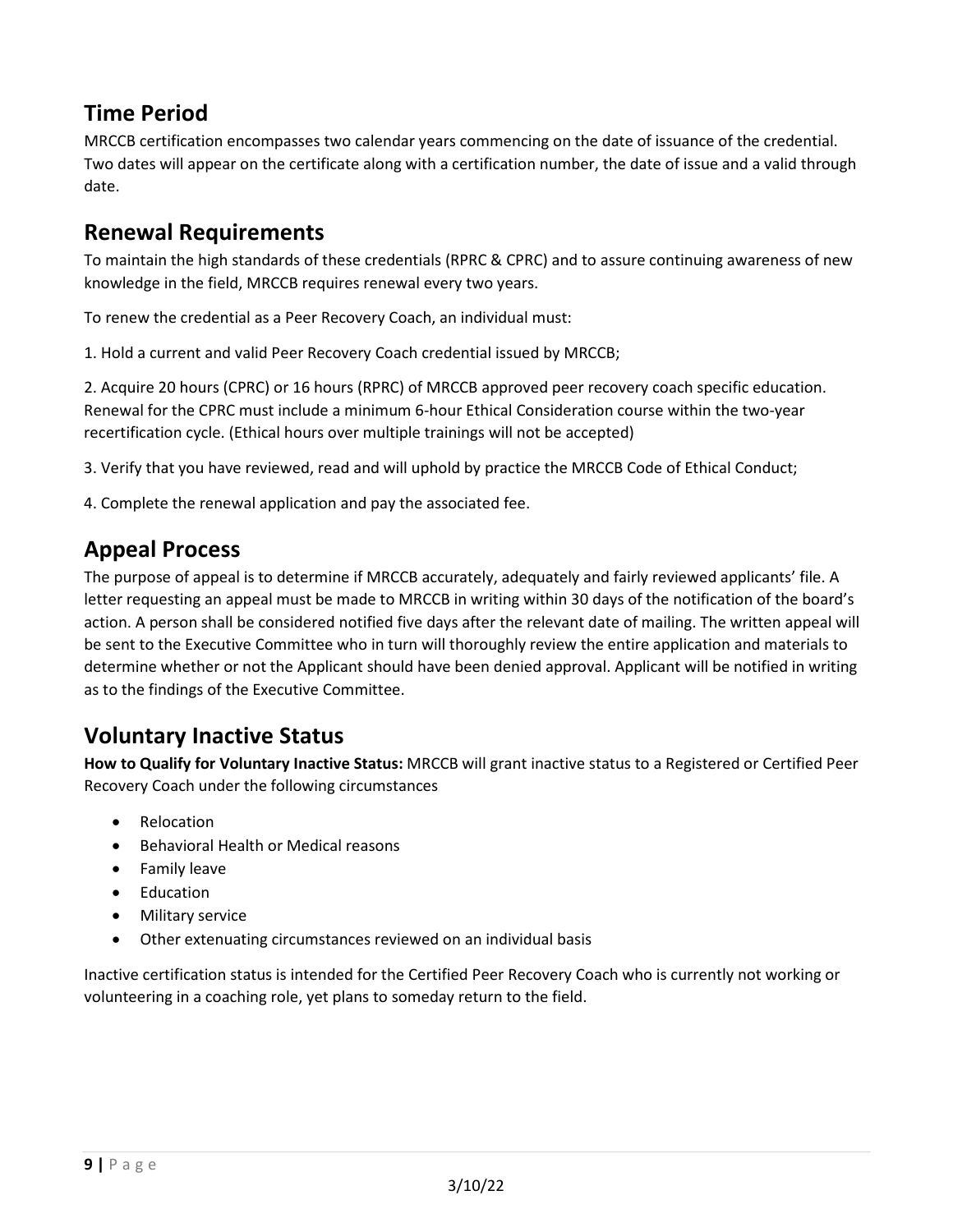## Time Period

MRCCB certification encompasses two calendar years commencing on the date of issuance of the credential. Two dates will appear on the certificate along with a certification number, the date of issue and a valid through date.

## Renewal Requirements

To maintain the high standards of these credentials (RPRC & CPRC) and to assure continuing awareness of new knowledge in the field, MRCCB requires renewal every two years.

To renew the credential as a Peer Recovery Coach, an individual must:

1. Hold a current and valid Peer Recovery Coach credential issued by MRCCB;

2. Acquire 20 hours (CPRC) or 16 hours (RPRC) of MRCCB approved peer recovery coach specific education. Renewal for the CPRC must include a minimum 6-hour Ethical Consideration course within the two-year recertification cycle. (Ethical hours over multiple trainings will not be accepted)

3. Verify that you have reviewed, read and will uphold by practice the MRCCB Code of Ethical Conduct;

4. Complete the renewal application and pay the associated fee.

## Appeal Process

The purpose of appeal is to determine if MRCCB accurately, adequately and fairly reviewed applicants' file. A letter requesting an appeal must be made to MRCCB in writing within 30 days of the notification of the board's action. A person shall be considered notified five days after the relevant date of mailing. The written appeal will be sent to the Executive Committee who in turn will thoroughly review the entire application and materials to determine whether or not the Applicant should have been denied approval. Applicant will be notified in writing as to the findings of the Executive Committee.

## Voluntary Inactive Status

**How to Qualify for Voluntary Inactive Status:** MRCCB will grant inactive status to a Registered or Certified Peer Recovery Coach under the following circumstances

- Relocation
- Behavioral Health or Medical reasons
- Family leave
- Education
- Military service
- Other extenuating circumstances reviewed on an individual basis

Inactive certification status is intended for the Certified Peer Recovery Coach who is currently not working or volunteering in a coaching role, yet plans to someday return to the field.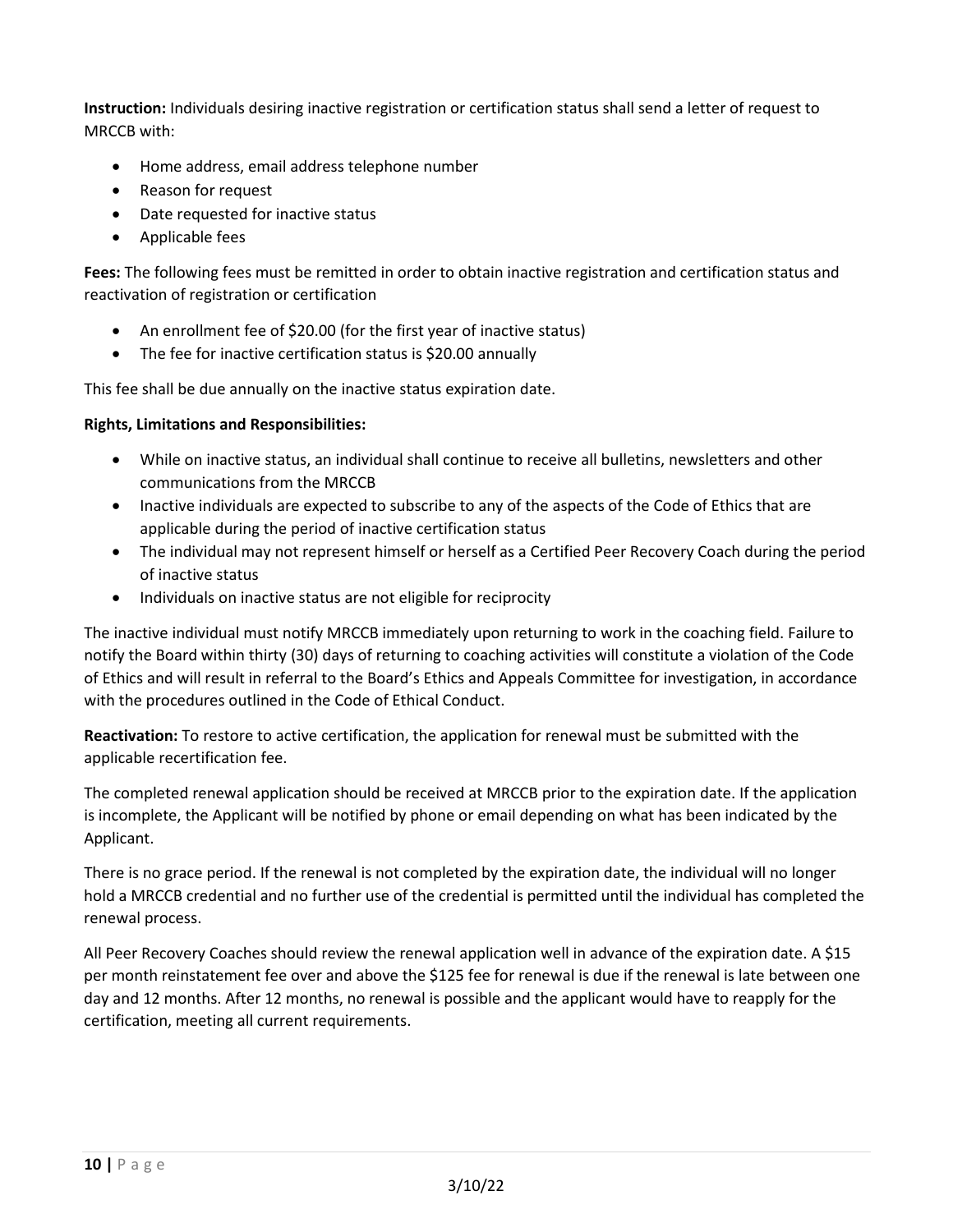**Instruction:** Individuals desiring inactive registration or certification status shall send a letter of request to MRCCB with:

- Home address, email address telephone number
- Reason for request
- Date requested for inactive status
- Applicable fees

**Fees:** The following fees must be remitted in order to obtain inactive registration and certification status and reactivation of registration or certification

- An enrollment fee of $20.00 (for the first year of inactive status)
- The fee for inactive certification status is $20.00 annually

This fee shall be due annually on the inactive status expiration date.

**Rights, Limitations and Responsibilities:**

- While on inactive status, an individual shall continue to receive all bulletins, newsletters and other communications from the MRCCB
- Inactive individuals are expected to subscribe to any of the aspects of the Code of Ethics that are applicable during the period of inactive certification status
- The individual may not represent himself or herself as a Certified Peer Recovery Coach during the period of inactive status
- Individuals on inactive status are not eligible for reciprocity

The inactive individual must notify MRCCB immediately upon returning to work in the coaching field. Failure to notify the Board within thirty (30) days of returning to coaching activities will constitute a violation of the Code of Ethics and will result in referral to the Board's Ethics and Appeals Committee for investigation, in accordance with the procedures outlined in the Code of Ethical Conduct.

**Reactivation:** To restore to active certification, the application for renewal must be submitted with the applicable recertification fee.

The completed renewal application should be received at MRCCB prior to the expiration date. If the application is incomplete, the Applicant will be notified by phone or email depending on what has been indicated by the Applicant.

There is no grace period. If the renewal is not completed by the expiration date, the individual will no longer hold a MRCCB credential and no further use of the credential is permitted until the individual has completed the renewal process.

All Peer Recovery Coaches should review the renewal application well in advance of the expiration date. A $15 per month reinstatement fee over and above the $125 fee for renewal is due if the renewal is late between one day and 12 months. After 12 months, no renewal is possible and the applicant would have to reapply for the certification, meeting all current requirements.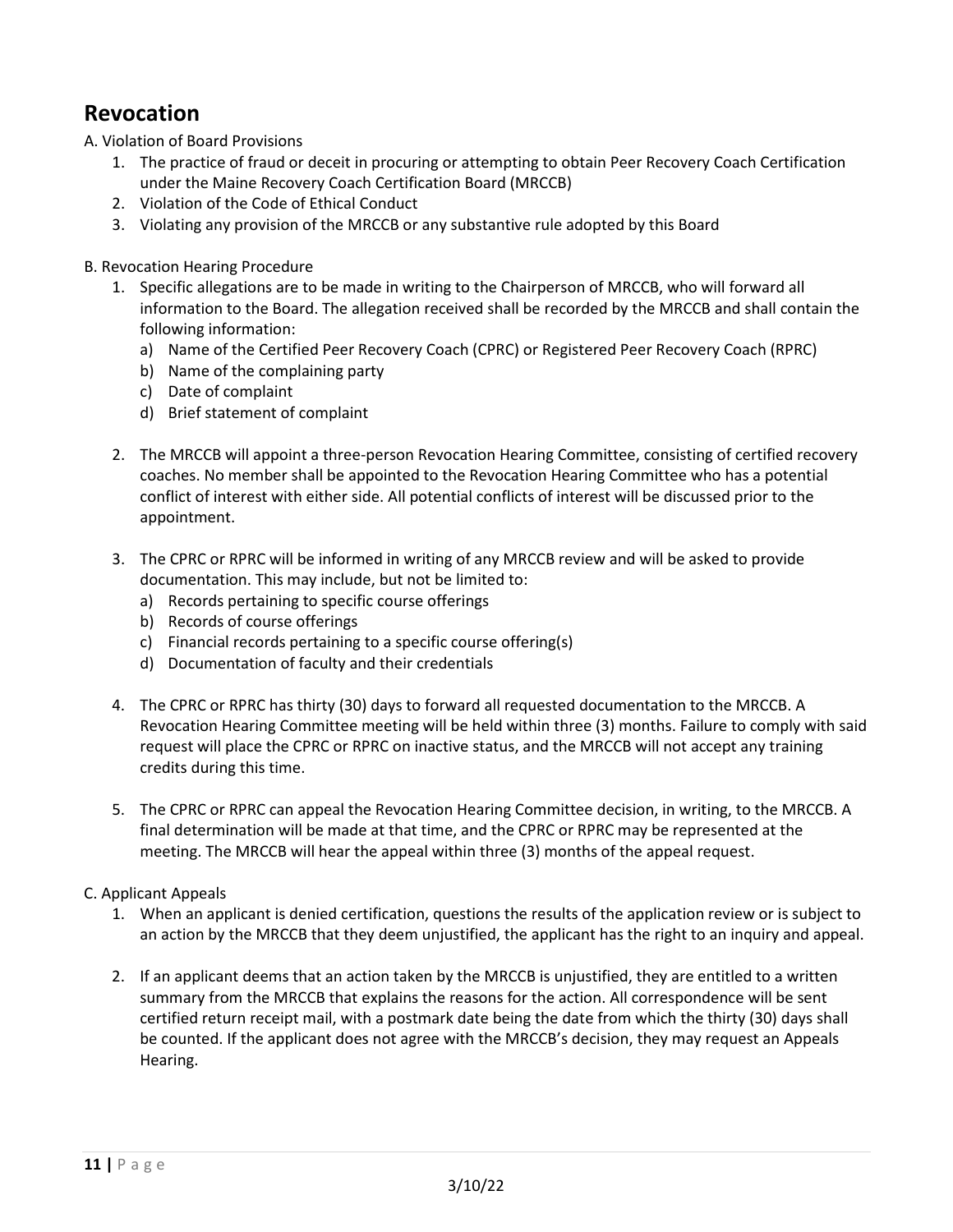# Revocation

A. Violation of Board Provisions

1. The practice of fraud or deceit in procuring or attempting to obtain Peer Recovery Coach Certification under the Maine Recovery Coach Certification Board (MRCCB)
2. Violation of the Code of Ethical Conduct
3. Violating any provision of the MRCCB or any substantive rule adopted by this Board

B. Revocation Hearing Procedure

1. Specific allegations are to be made in writing to the Chairperson of MRCCB, who will forward all information to the Board. The allegation received shall be recorded by the MRCCB and shall contain the following information:
   a) Name of the Certified Peer Recovery Coach (CPRC) or Registered Peer Recovery Coach (RPRC)
   b) Name of the complaining party
   c) Date of complaint
   d) Brief statement of complaint

2. The MRCCB will appoint a three-person Revocation Hearing Committee, consisting of certified recovery coaches. No member shall be appointed to the Revocation Hearing Committee who has a potential conflict of interest with either side. All potential conflicts of interest will be discussed prior to the appointment.

3. The CPRC or RPRC will be informed in writing of any MRCCB review and will be asked to provide documentation. This may include, but not be limited to:
   a) Records pertaining to specific course offerings
   b) Records of course offerings
   c) Financial records pertaining to a specific course offering(s)
   d) Documentation of faculty and their credentials

4. The CPRC or RPRC has thirty (30) days to forward all requested documentation to the MRCCB. A Revocation Hearing Committee meeting will be held within three (3) months. Failure to comply with said request will place the CPRC or RPRC on inactive status, and the MRCCB will not accept any training credits during this time.

5. The CPRC or RPRC can appeal the Revocation Hearing Committee decision, in writing, to the MRCCB. A final determination will be made at that time, and the CPRC or RPRC may be represented at the meeting. The MRCCB will hear the appeal within three (3) months of the appeal request.

C. Applicant Appeals

1. When an applicant is denied certification, questions the results of the application review or is subject to an action by the MRCCB that they deem unjustified, the applicant has the right to an inquiry and appeal.

2. If an applicant deems that an action taken by the MRCCB is unjustified, they are entitled to a written summary from the MRCCB that explains the reasons for the action. All correspondence will be sent certified return receipt mail, with a postmark date being the date from which the thirty (30) days shall be counted. If the applicant does not agree with the MRCCB's decision, they may request an Appeals Hearing.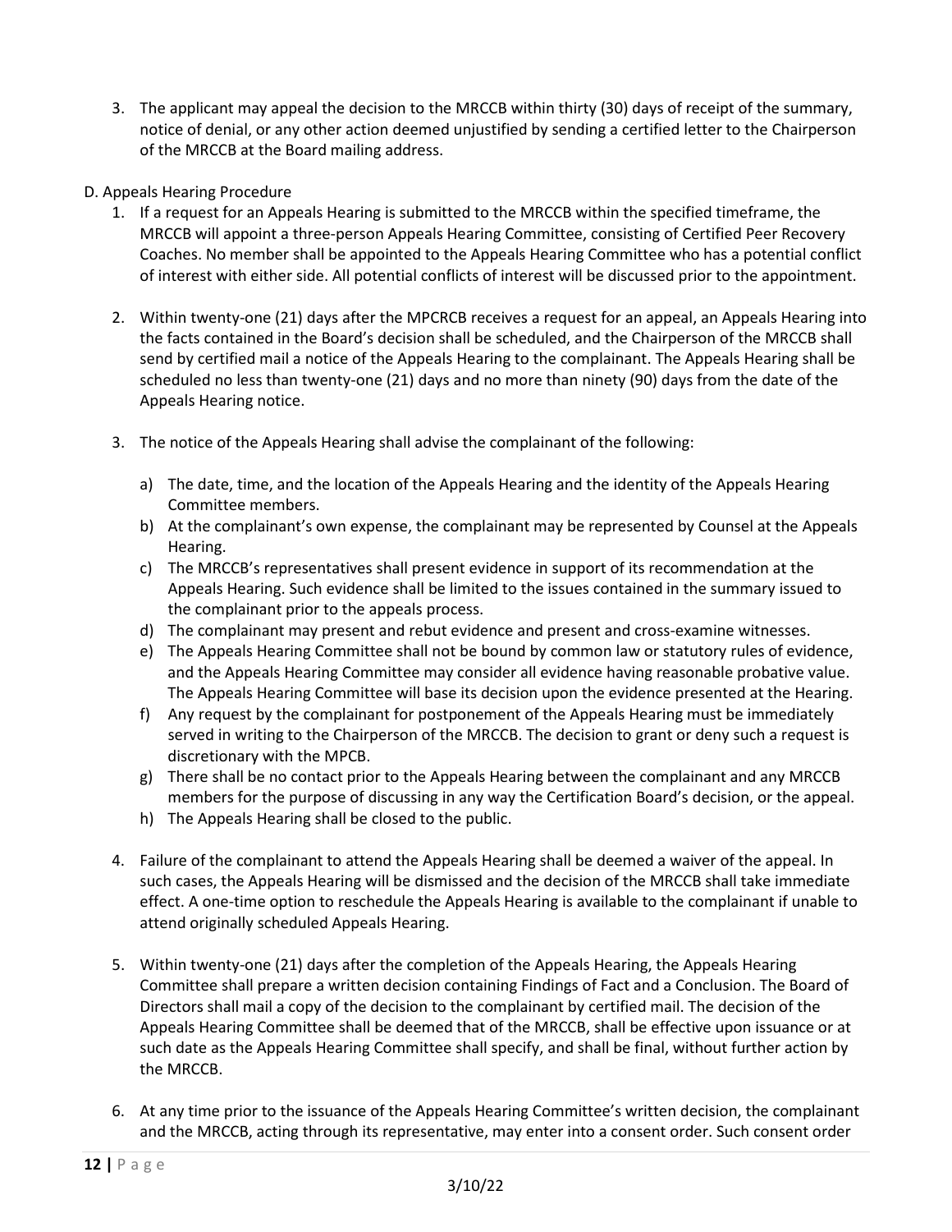3. The applicant may appeal the decision to the MRCCB within thirty (30) days of receipt of the summary, notice of denial, or any other action deemed unjustified by sending a certified letter to the Chairperson of the MRCCB at the Board mailing address.

D. Appeals Hearing Procedure

1. If a request for an Appeals Hearing is submitted to the MRCCB within the specified timeframe, the MRCCB will appoint a three-person Appeals Hearing Committee, consisting of Certified Peer Recovery Coaches. No member shall be appointed to the Appeals Hearing Committee who has a potential conflict of interest with either side. All potential conflicts of interest will be discussed prior to the appointment.

2. Within twenty-one (21) days after the MPCRCB receives a request for an appeal, an Appeals Hearing into the facts contained in the Board's decision shall be scheduled, and the Chairperson of the MRCCB shall send by certified mail a notice of the Appeals Hearing to the complainant. The Appeals Hearing shall be scheduled no less than twenty-one (21) days and no more than ninety (90) days from the date of the Appeals Hearing notice.

3. The notice of the Appeals Hearing shall advise the complainant of the following:

   a) The date, time, and the location of the Appeals Hearing and the identity of the Appeals Hearing Committee members.
   b) At the complainant's own expense, the complainant may be represented by Counsel at the Appeals Hearing.
   c) The MRCCB's representatives shall present evidence in support of its recommendation at the Appeals Hearing. Such evidence shall be limited to the issues contained in the summary issued to the complainant prior to the appeals process.
   d) The complainant may present and rebut evidence and present and cross-examine witnesses.
   e) The Appeals Hearing Committee shall not be bound by common law or statutory rules of evidence, and the Appeals Hearing Committee may consider all evidence having reasonable probative value. The Appeals Hearing Committee will base its decision upon the evidence presented at the Hearing.
   f) Any request by the complainant for postponement of the Appeals Hearing must be immediately served in writing to the Chairperson of the MRCCB. The decision to grant or deny such a request is discretionary with the MPCB.
   g) There shall be no contact prior to the Appeals Hearing between the complainant and any MRCCB members for the purpose of discussing in any way the Certification Board's decision, or the appeal.
   h) The Appeals Hearing shall be closed to the public.

4. Failure of the complainant to attend the Appeals Hearing shall be deemed a waiver of the appeal. In such cases, the Appeals Hearing will be dismissed and the decision of the MRCCB shall take immediate effect. A one-time option to reschedule the Appeals Hearing is available to the complainant if unable to attend originally scheduled Appeals Hearing.

5. Within twenty-one (21) days after the completion of the Appeals Hearing, the Appeals Hearing Committee shall prepare a written decision containing Findings of Fact and a Conclusion. The Board of Directors shall mail a copy of the decision to the complainant by certified mail. The decision of the Appeals Hearing Committee shall be deemed that of the MRCCB, shall be effective upon issuance or at such date as the Appeals Hearing Committee shall specify, and shall be final, without further action by the MRCCB.

6. At any time prior to the issuance of the Appeals Hearing Committee's written decision, the complainant and the MRCCB, acting through its representative, may enter into a consent order. Such consent order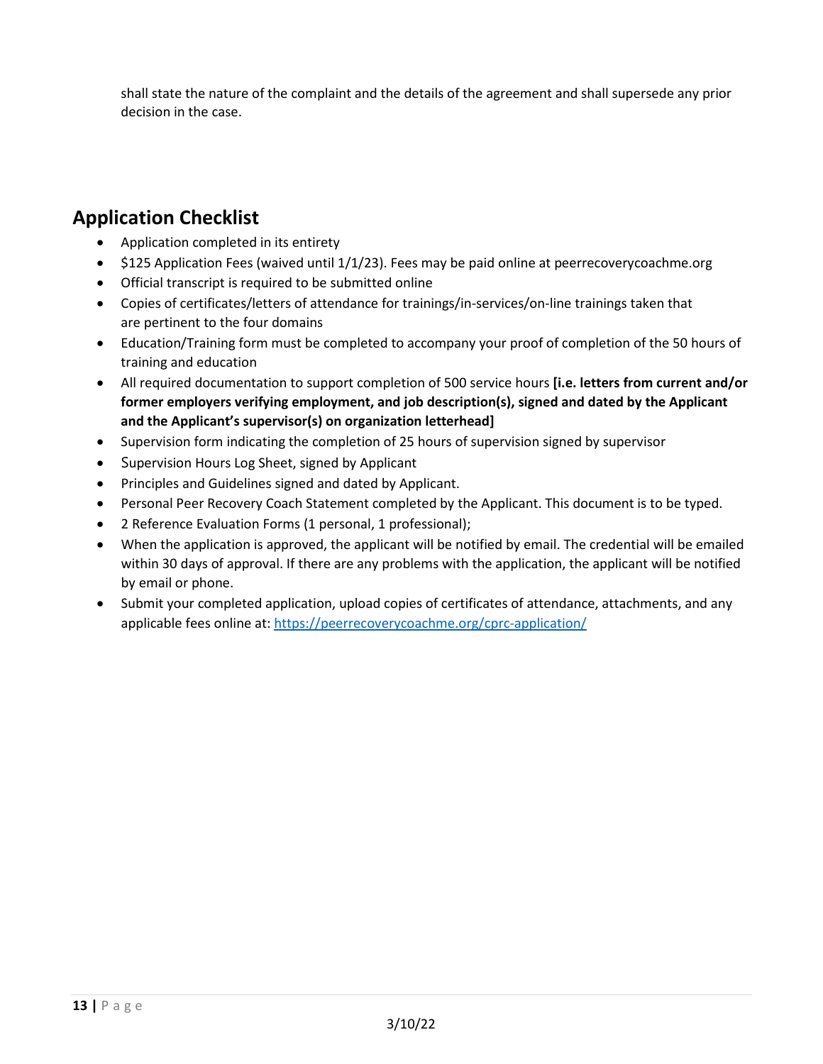shall state the nature of the complaint and the details of the agreement and shall supersede any prior decision in the case.

## Application Checklist

- Application completed in its entirety
- $125 Application Fees (waived until 1/1/23). Fees may be paid online at peerrecoverycoachme.org
- Official transcript is required to be submitted online
- Copies of certificates/letters of attendance for trainings/in-services/on-line trainings taken that are pertinent to the four domains
- Education/Training form must be completed to accompany your proof of completion of the 50 hours of training and education
- All required documentation to support completion of 500 service hours **[i.e. letters from current and/or former employers verifying employment, and job description(s), signed and dated by the Applicant and the Applicant's supervisor(s) on organization letterhead]**
- Supervision form indicating the completion of 25 hours of supervision signed by supervisor
- Supervision Hours Log Sheet, signed by Applicant
- Principles and Guidelines signed and dated by Applicant.
- Personal Peer Recovery Coach Statement completed by the Applicant. This document is to be typed.
- 2 Reference Evaluation Forms (1 personal, 1 professional);
- When the application is approved, the applicant will be notified by email. The credential will be emailed within 30 days of approval. If there are any problems with the application, the applicant will be notified by email or phone.
- Submit your completed application, upload copies of certificates of attendance, attachments, and any applicable fees online at: [https://peerrecoverycoachme.org/cprc-application/](https://peerrecoverycoachme.org/cprc-application/)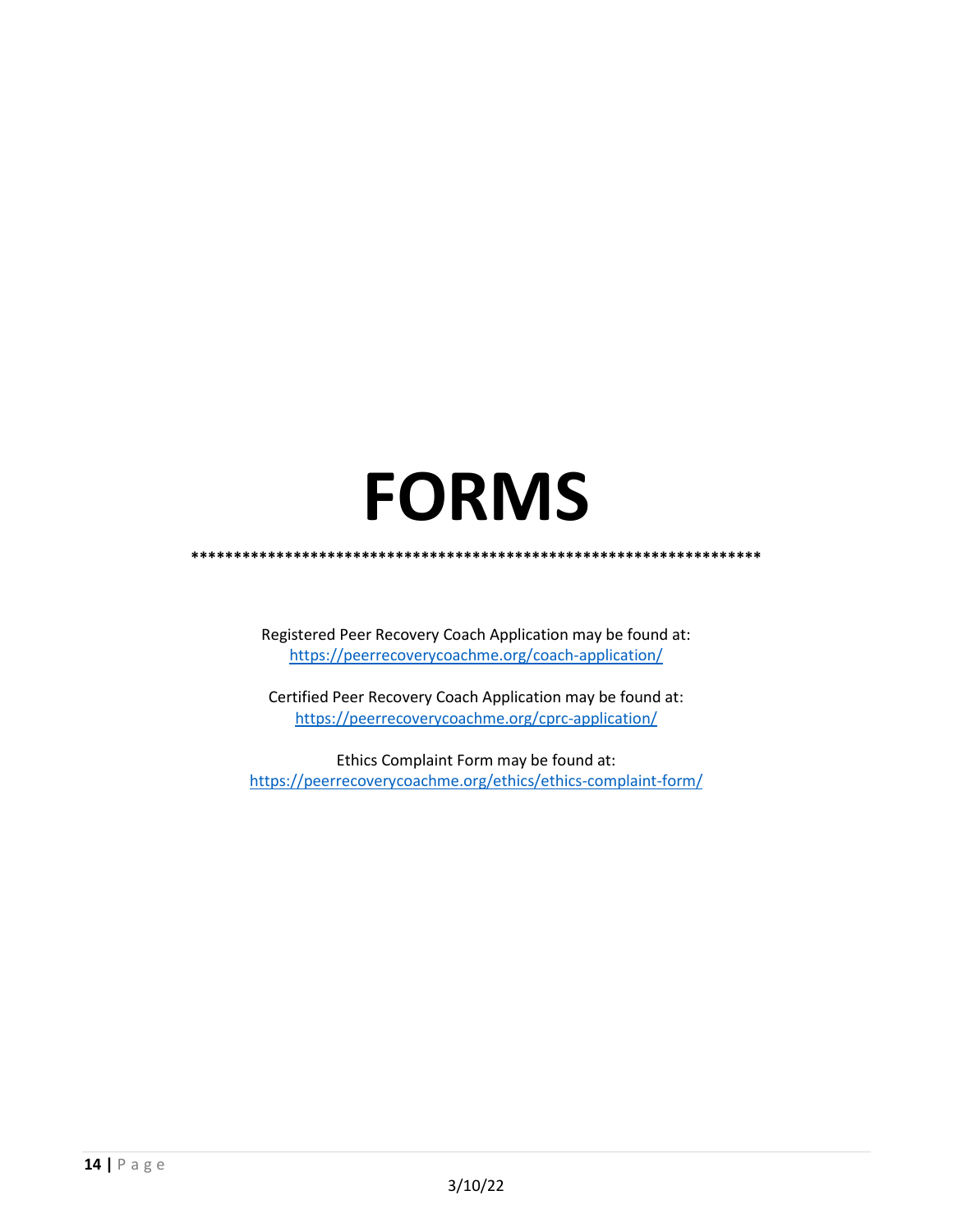# FORMS

*********************************************************************

Registered Peer Recovery Coach Application may be found at:
https://peerrecoverycoachme.org/coach-application/

Certified Peer Recovery Coach Application may be found at:
https://peerrecoverycoachme.org/cprc-application/

Ethics Complaint Form may be found at:
https://peerrecoverycoachme.org/ethics/ethics-complaint-form/

3/10/22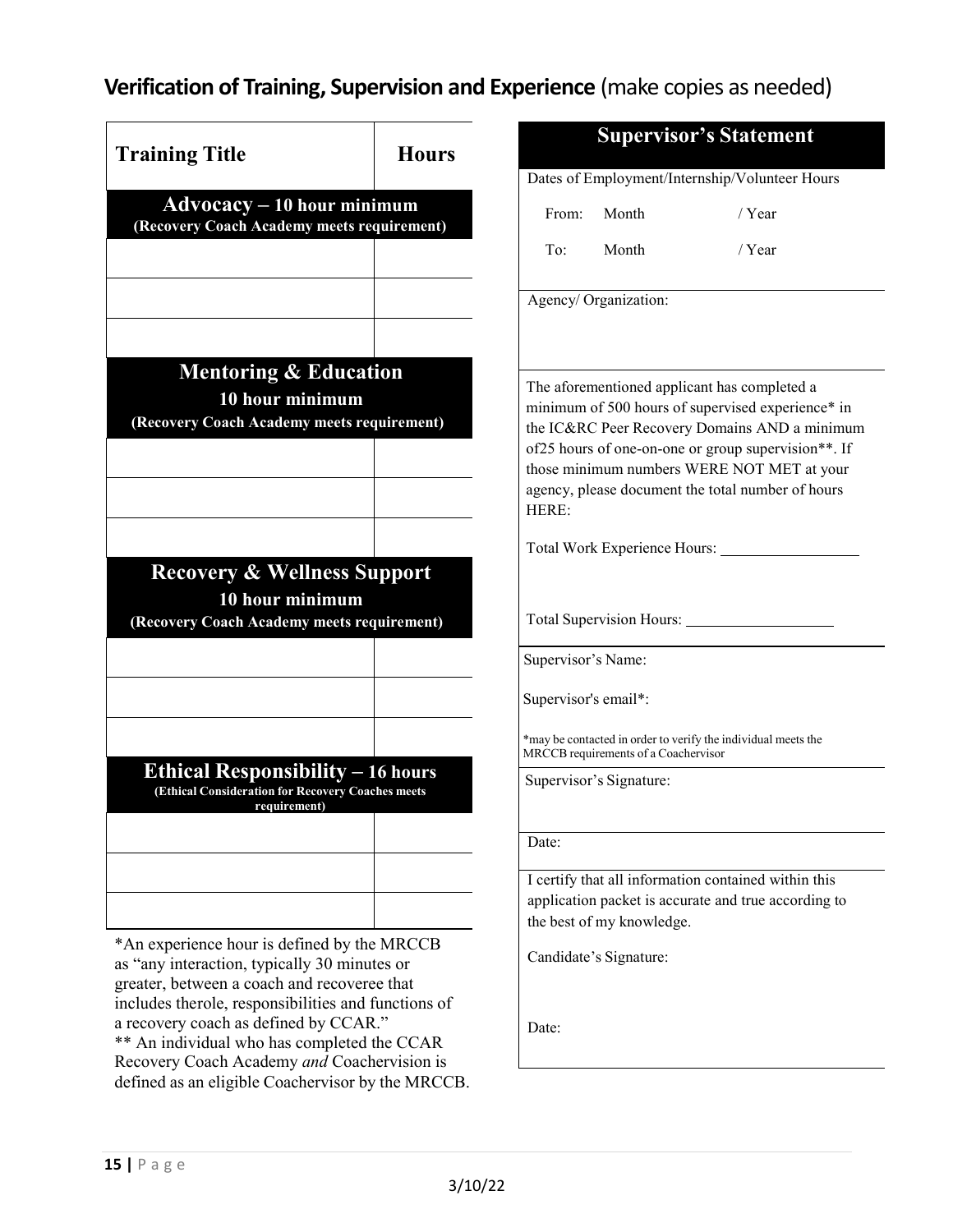## **Verification of Training, Supervision and Experience** (make copies as needed)

| Training Title | Hours |
|---|---|
| **Advocacy – 10 hour minimum (Recovery Coach Academy meets requirement)** | |
| | |
| | |
| | |
| **Mentoring & Education 10 hour minimum (Recovery Coach Academy meets requirement)** | |
| | |
| | |
| | |
| **Recovery & Wellness Support 10 hour minimum (Recovery Coach Academy meets requirement)** | |
| | |
| | |
| | |
| **Ethical Responsibility – 16 hours (Ethical Consideration for Recovery Coaches meets requirement)** | |
| | |
| | |
| | |

*An experience hour is defined by the MRCCB as "any interaction, typically 30 minutes or greater, between a coach and recoveree that includes therole, responsibilities and functions of a recovery coach as defined by CCAR."

** An individual who has completed the CCAR Recovery Coach Academy *and* Coachervision is defined as an eligible Coachervisor by the MRCCB.

### **Supervisor's Statement**

Dates of Employment/Internship/Volunteer Hours

From: Month / Year

To: Month / Year

Agency/ Organization:

The aforementioned applicant has completed a minimum of 500 hours of supervised experience* in the IC&RC Peer Recovery Domains AND a minimum of25 hours of one-on-one or group supervision**. If those minimum numbers WERE NOT MET at your agency, please document the total number of hours HERE:

Total Work Experience Hours: __________________

Total Supervision Hours: ___________________

Supervisor's Name:

Supervisor's email*:

*may be contacted in order to verify the individual meets the MRCCB requirements of a Coachervisor

Supervisor's Signature:

Date:

I certify that all information contained within this application packet is accurate and true according to the best of my knowledge.

Candidate's Signature:

Date:

3/10/22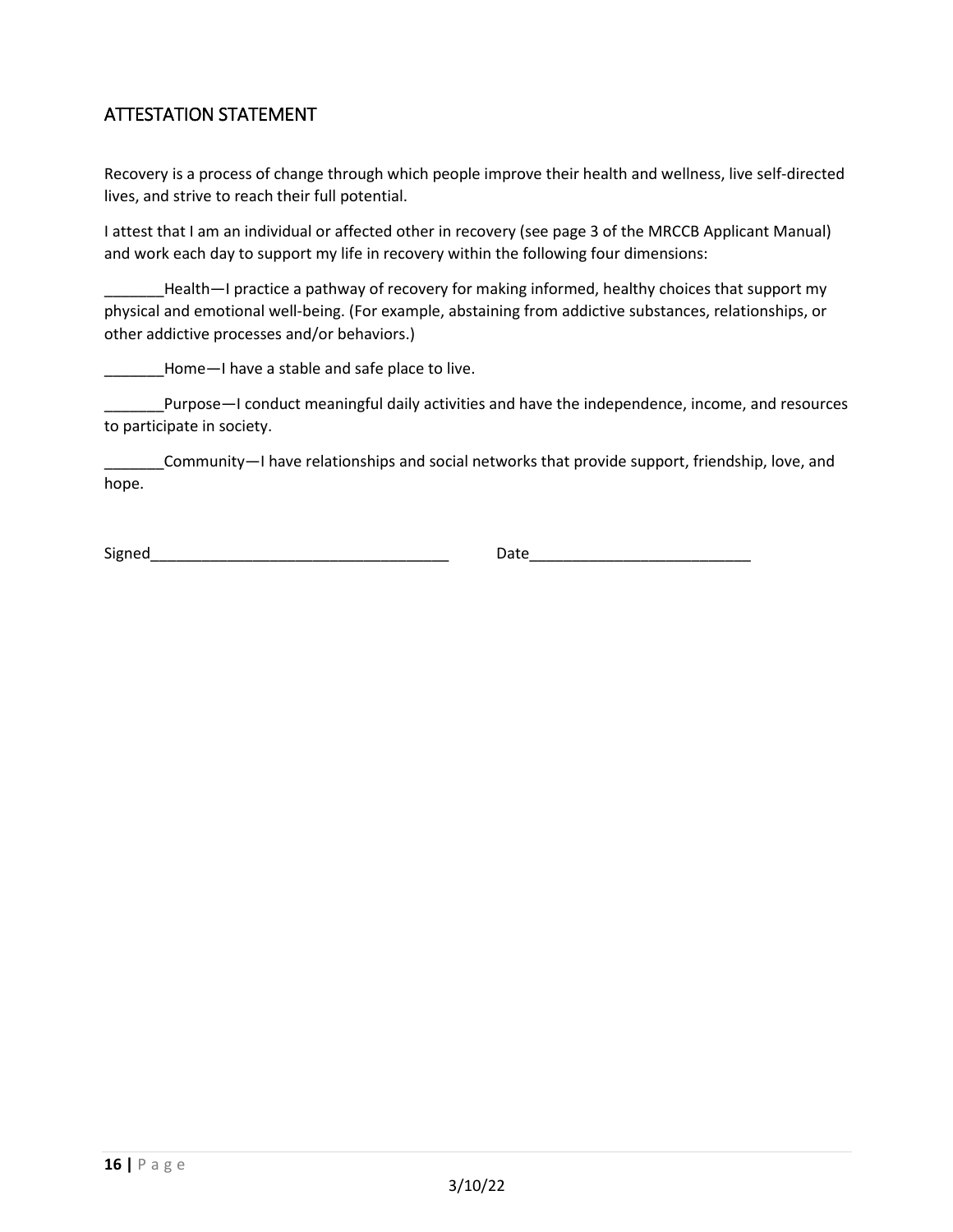## ATTESTATION STATEMENT

Recovery is a process of change through which people improve their health and wellness, live self-directed lives, and strive to reach their full potential.

I attest that I am an individual or affected other in recovery (see page 3 of the MRCCB Applicant Manual) and work each day to support my life in recovery within the following four dimensions:

_______Health—I practice a pathway of recovery for making informed, healthy choices that support my physical and emotional well-being. (For example, abstaining from addictive substances, relationships, or other addictive processes and/or behaviors.)

_______Home—I have a stable and safe place to live.

_______Purpose—I conduct meaningful daily activities and have the independence, income, and resources to participate in society.

_______Community—I have relationships and social networks that provide support, friendship, love, and hope.

Signed___________________________________ Date_________________________

3/10/22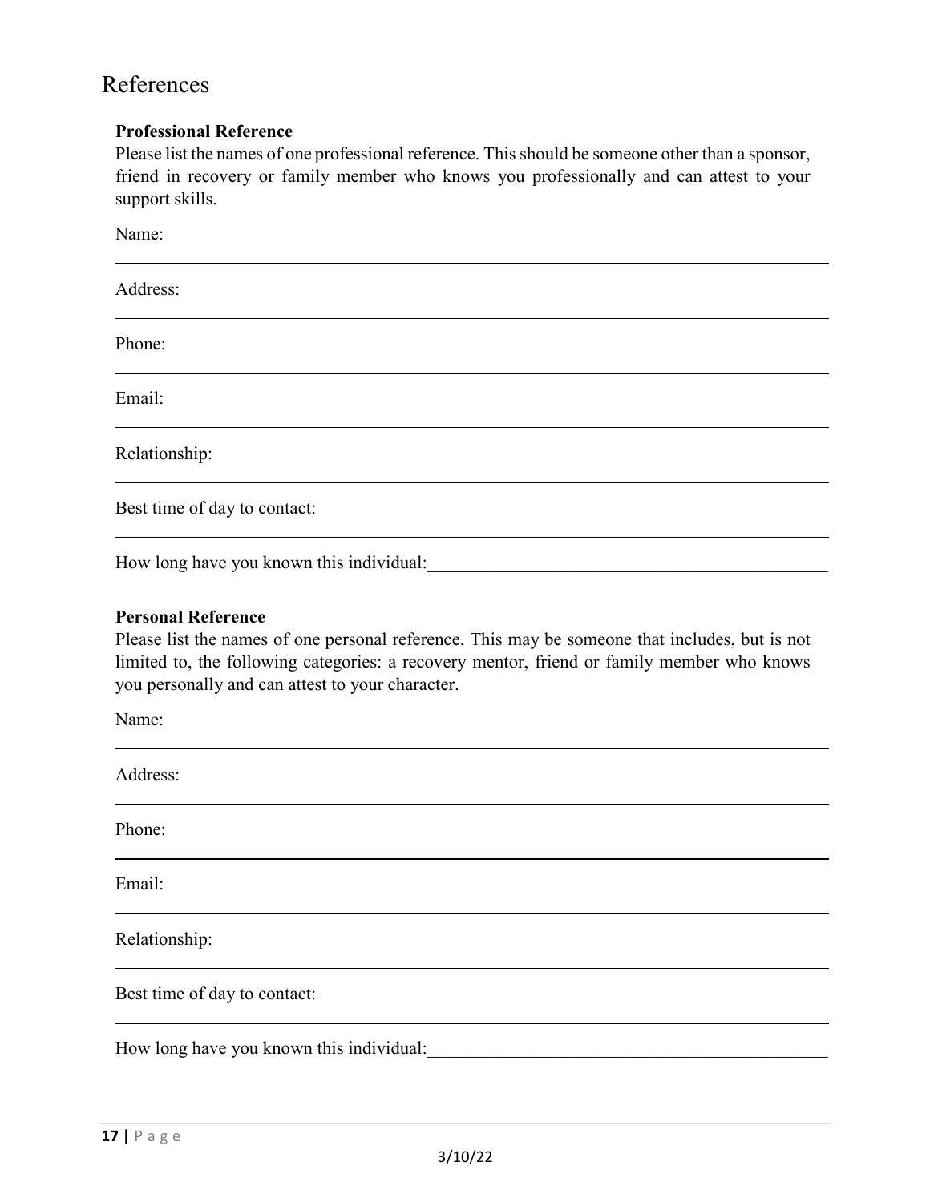# References

**Professional Reference**

Please list the names of one professional reference. This should be someone other than a sponsor, friend in recovery or family member who knows you professionally and can attest to your support skills.

Name:

Address:

Phone:

Email:

Relationship:

Best time of day to contact:

How long have you known this individual:\_\_\_\_\_\_\_\_\_\_\_\_\_\_\_\_\_\_\_\_\_\_\_\_\_\_\_\_\_\_\_\_\_\_\_\_\_\_\_\_\_\_

**Personal Reference**

Please list the names of one personal reference. This may be someone that includes, but is not limited to, the following categories: a recovery mentor, friend or family member who knows you personally and can attest to your character.

Name:

Address:

Phone:

Email:

Relationship:

Best time of day to contact:

How long have you known this individual:\_\_\_\_\_\_\_\_\_\_\_\_\_\_\_\_\_\_\_\_\_\_\_\_\_\_\_\_\_\_\_\_\_\_\_\_\_\_\_\_\_\_

3/10/22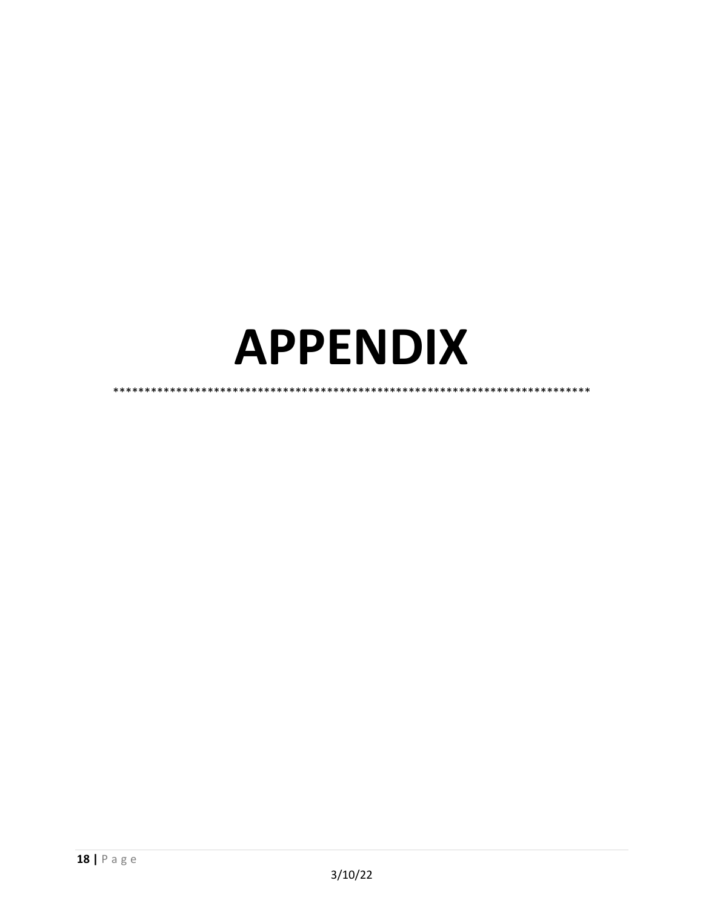# APPENDIX

***************************************************************************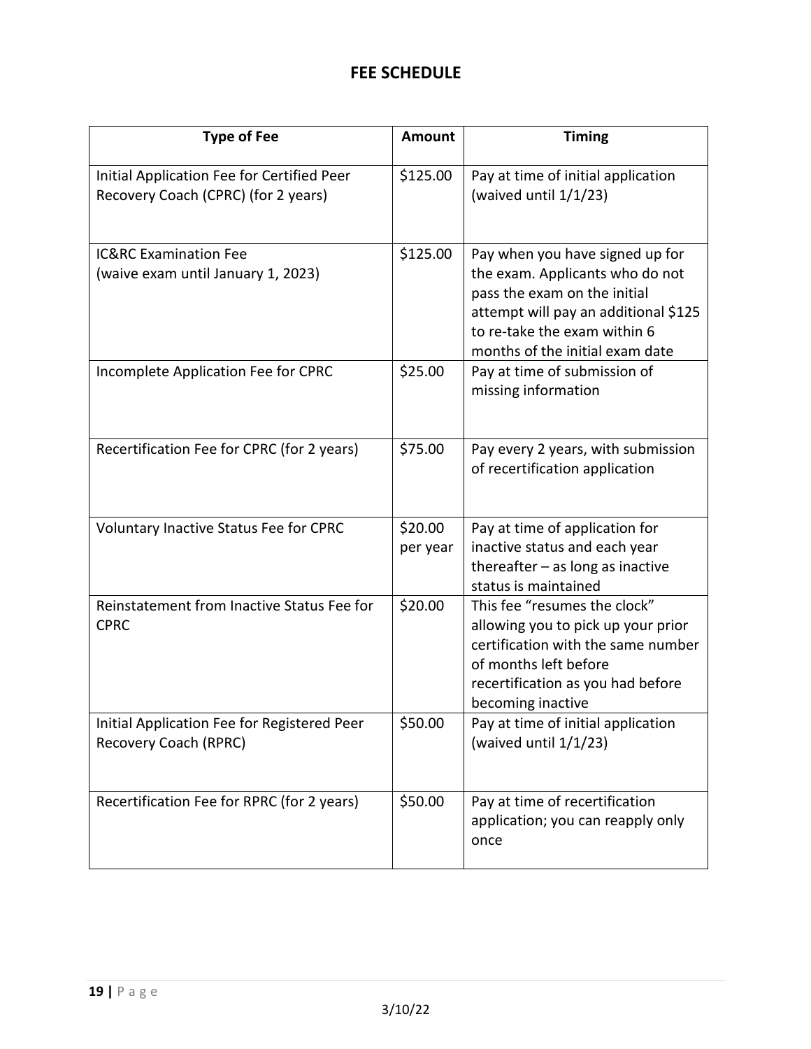# FEE SCHEDULE

| Type of Fee | Amount | Timing |
|---|---|---|
| Initial Application Fee for Certified Peer Recovery Coach (CPRC) (for 2 years) | $125.00 | Pay at time of initial application (waived until 1/1/23) |
| IC&RC Examination Fee (waive exam until January 1, 2023) | $125.00 | Pay when you have signed up for the exam. Applicants who do not pass the exam on the initial attempt will pay an additional $125 to re-take the exam within 6 months of the initial exam date |
| Incomplete Application Fee for CPRC | $25.00 | Pay at time of submission of missing information |
| Recertification Fee for CPRC (for 2 years) | $75.00 | Pay every 2 years, with submission of recertification application |
| Voluntary Inactive Status Fee for CPRC | $20.00 per year | Pay at time of application for inactive status and each year thereafter – as long as inactive status is maintained |
| Reinstatement from Inactive Status Fee for CPRC | $20.00 | This fee "resumes the clock" allowing you to pick up your prior certification with the same number of months left before recertification as you had before becoming inactive |
| Initial Application Fee for Registered Peer Recovery Coach (RPRC) | $50.00 | Pay at time of initial application (waived until 1/1/23) |
| Recertification Fee for RPRC (for 2 years) | $50.00 | Pay at time of recertification application; you can reapply only once |

3/10/22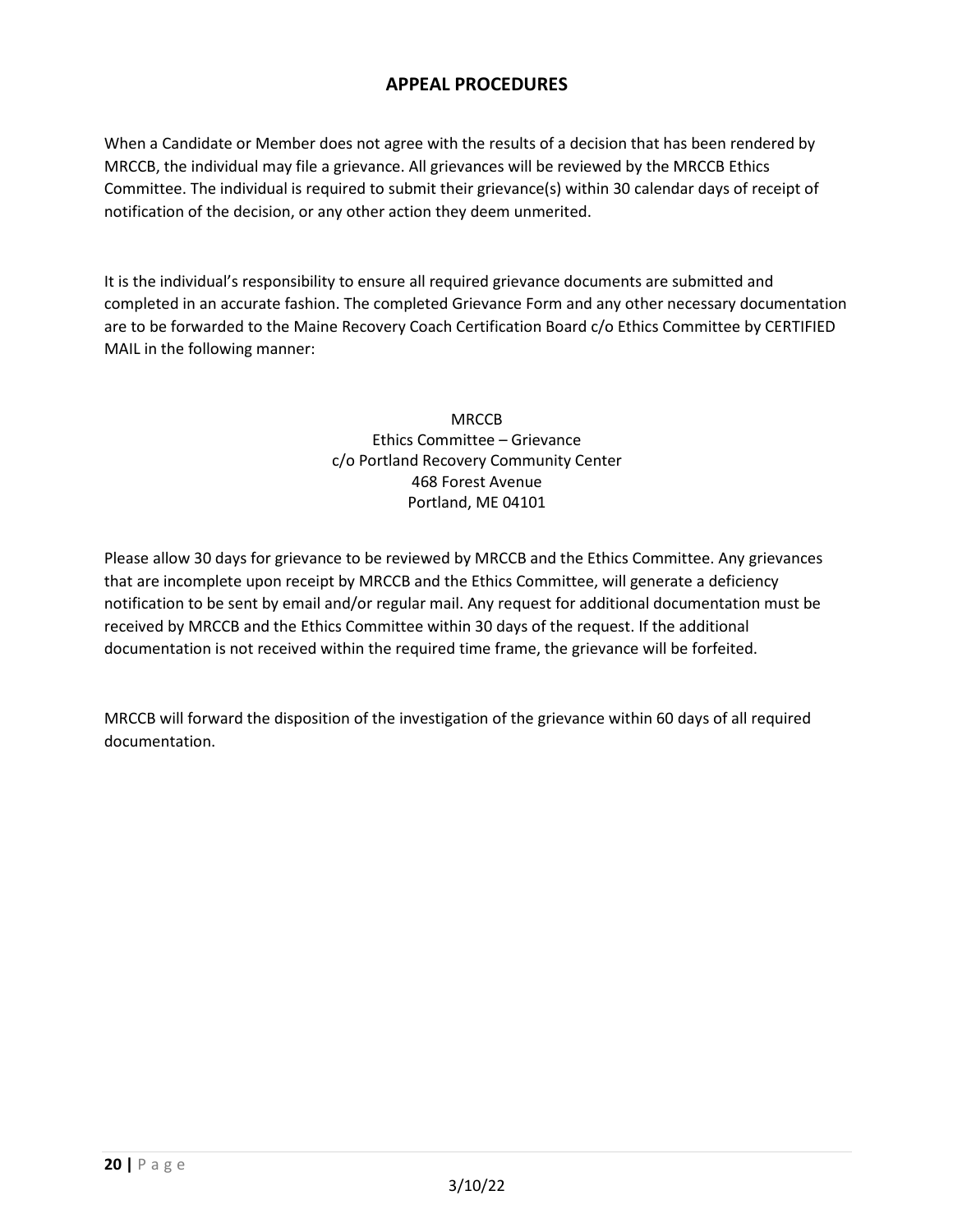## APPEAL PROCEDURES

When a Candidate or Member does not agree with the results of a decision that has been rendered by MRCCB, the individual may file a grievance. All grievances will be reviewed by the MRCCB Ethics Committee. The individual is required to submit their grievance(s) within 30 calendar days of receipt of notification of the decision, or any other action they deem unmerited.

It is the individual's responsibility to ensure all required grievance documents are submitted and completed in an accurate fashion. The completed Grievance Form and any other necessary documentation are to be forwarded to the Maine Recovery Coach Certification Board c/o Ethics Committee by CERTIFIED MAIL in the following manner:

MRCCB
Ethics Committee – Grievance
c/o Portland Recovery Community Center
468 Forest Avenue
Portland, ME 04101

Please allow 30 days for grievance to be reviewed by MRCCB and the Ethics Committee. Any grievances that are incomplete upon receipt by MRCCB and the Ethics Committee, will generate a deficiency notification to be sent by email and/or regular mail. Any request for additional documentation must be received by MRCCB and the Ethics Committee within 30 days of the request. If the additional documentation is not received within the required time frame, the grievance will be forfeited.

MRCCB will forward the disposition of the investigation of the grievance within 60 days of all required documentation.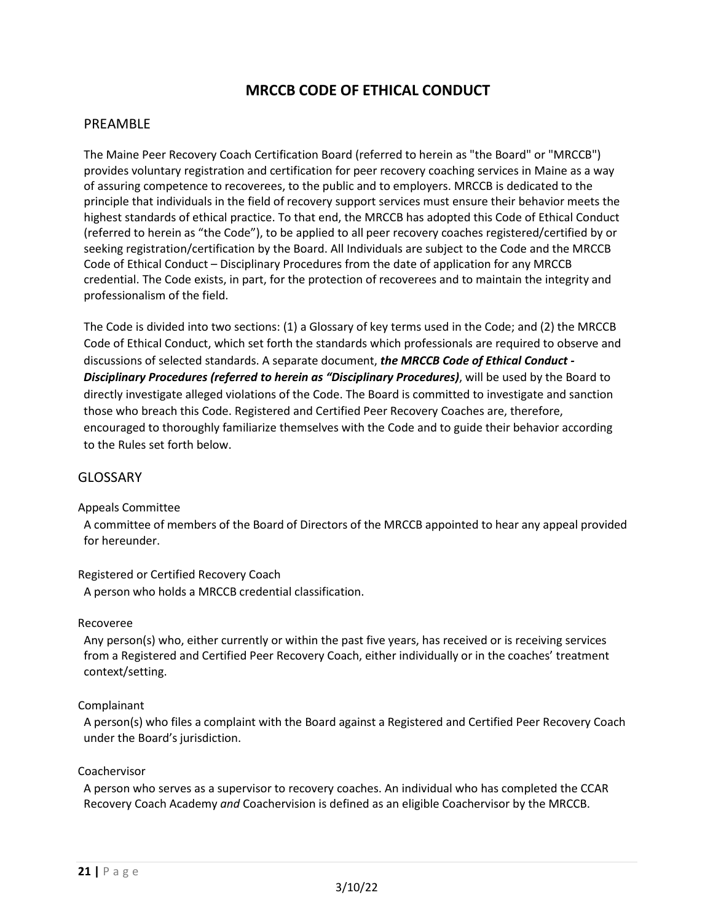# MRCCB CODE OF ETHICAL CONDUCT

## PREAMBLE

The Maine Peer Recovery Coach Certification Board (referred to herein as "the Board" or "MRCCB") provides voluntary registration and certification for peer recovery coaching services in Maine as a way of assuring competence to recoverees, to the public and to employers. MRCCB is dedicated to the principle that individuals in the field of recovery support services must ensure their behavior meets the highest standards of ethical practice. To that end, the MRCCB has adopted this Code of Ethical Conduct (referred to herein as "the Code"), to be applied to all peer recovery coaches registered/certified by or seeking registration/certification by the Board. All Individuals are subject to the Code and the MRCCB Code of Ethical Conduct – Disciplinary Procedures from the date of application for any MRCCB credential. The Code exists, in part, for the protection of recoverees and to maintain the integrity and professionalism of the field.

The Code is divided into two sections: (1) a Glossary of key terms used in the Code; and (2) the MRCCB Code of Ethical Conduct, which set forth the standards which professionals are required to observe and discussions of selected standards. A separate document, ***the MRCCB Code of Ethical Conduct - Disciplinary Procedures (referred to herein as "Disciplinary Procedures)***, will be used by the Board to directly investigate alleged violations of the Code. The Board is committed to investigate and sanction those who breach this Code. Registered and Certified Peer Recovery Coaches are, therefore, encouraged to thoroughly familiarize themselves with the Code and to guide their behavior according to the Rules set forth below.

## GLOSSARY

Appeals Committee

A committee of members of the Board of Directors of the MRCCB appointed to hear any appeal provided for hereunder.

Registered or Certified Recovery Coach

A person who holds a MRCCB credential classification.

Recoveree

Any person(s) who, either currently or within the past five years, has received or is receiving services from a Registered and Certified Peer Recovery Coach, either individually or in the coaches' treatment context/setting.

Complainant

A person(s) who files a complaint with the Board against a Registered and Certified Peer Recovery Coach under the Board's jurisdiction.

Coachervisor

A person who serves as a supervisor to recovery coaches. An individual who has completed the CCAR Recovery Coach Academy *and* Coachervision is defined as an eligible Coachervisor by the MRCCB.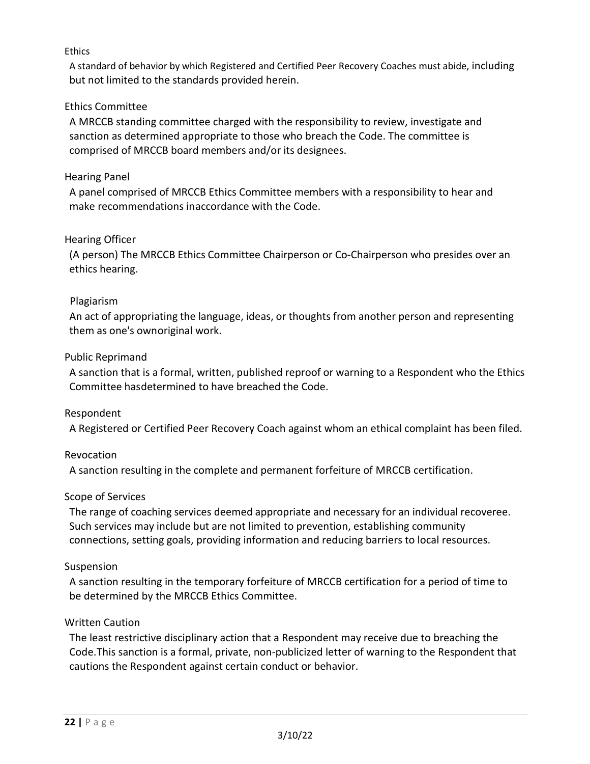Ethics

A standard of behavior by which Registered and Certified Peer Recovery Coaches must abide, including but not limited to the standards provided herein.

Ethics Committee

A MRCCB standing committee charged with the responsibility to review, investigate and sanction as determined appropriate to those who breach the Code. The committee is comprised of MRCCB board members and/or its designees.

Hearing Panel

A panel comprised of MRCCB Ethics Committee members with a responsibility to hear and make recommendations inaccordance with the Code.

Hearing Officer

(A person) The MRCCB Ethics Committee Chairperson or Co-Chairperson who presides over an ethics hearing.

Plagiarism

An act of appropriating the language, ideas, or thoughts from another person and representing them as one's ownoriginal work.

Public Reprimand

A sanction that is a formal, written, published reproof or warning to a Respondent who the Ethics Committee hasdetermined to have breached the Code.

Respondent

A Registered or Certified Peer Recovery Coach against whom an ethical complaint has been filed.

Revocation

A sanction resulting in the complete and permanent forfeiture of MRCCB certification.

Scope of Services

The range of coaching services deemed appropriate and necessary for an individual recoveree. Such services may include but are not limited to prevention, establishing community connections, setting goals, providing information and reducing barriers to local resources.

Suspension

A sanction resulting in the temporary forfeiture of MRCCB certification for a period of time to be determined by the MRCCB Ethics Committee.

Written Caution

The least restrictive disciplinary action that a Respondent may receive due to breaching the Code.This sanction is a formal, private, non-publicized letter of warning to the Respondent that cautions the Respondent against certain conduct or behavior.

3/10/22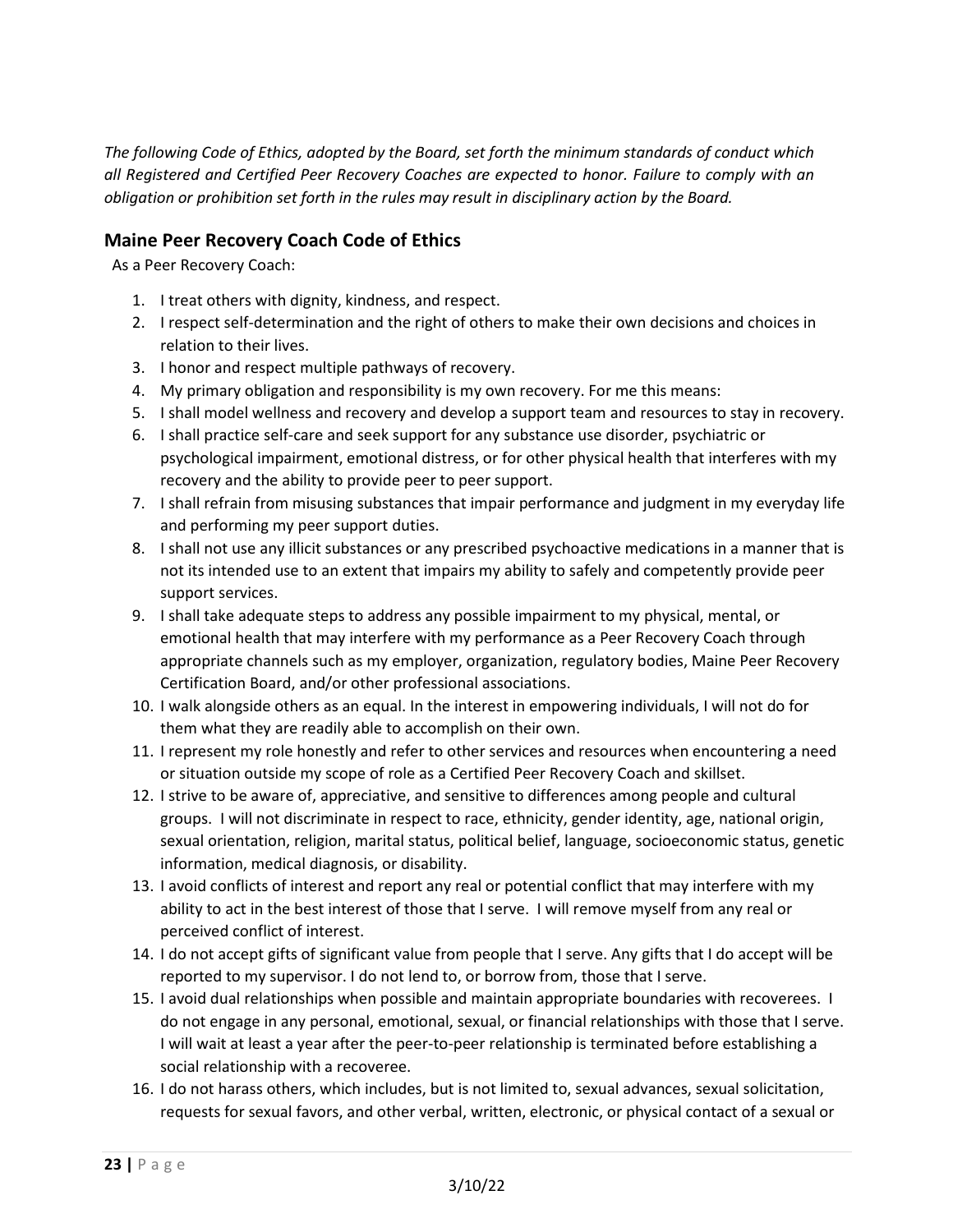*The following Code of Ethics, adopted by the Board, set forth the minimum standards of conduct which all Registered and Certified Peer Recovery Coaches are expected to honor. Failure to comply with an obligation or prohibition set forth in the rules may result in disciplinary action by the Board.*

## Maine Peer Recovery Coach Code of Ethics

As a Peer Recovery Coach:

1. I treat others with dignity, kindness, and respect.
2. I respect self-determination and the right of others to make their own decisions and choices in relation to their lives.
3. I honor and respect multiple pathways of recovery.
4. My primary obligation and responsibility is my own recovery. For me this means:
5. I shall model wellness and recovery and develop a support team and resources to stay in recovery.
6. I shall practice self-care and seek support for any substance use disorder, psychiatric or psychological impairment, emotional distress, or for other physical health that interferes with my recovery and the ability to provide peer to peer support.
7. I shall refrain from misusing substances that impair performance and judgment in my everyday life and performing my peer support duties.
8. I shall not use any illicit substances or any prescribed psychoactive medications in a manner that is not its intended use to an extent that impairs my ability to safely and competently provide peer support services.
9. I shall take adequate steps to address any possible impairment to my physical, mental, or emotional health that may interfere with my performance as a Peer Recovery Coach through appropriate channels such as my employer, organization, regulatory bodies, Maine Peer Recovery Certification Board, and/or other professional associations.
10. I walk alongside others as an equal. In the interest in empowering individuals, I will not do for them what they are readily able to accomplish on their own.
11. I represent my role honestly and refer to other services and resources when encountering a need or situation outside my scope of role as a Certified Peer Recovery Coach and skillset.
12. I strive to be aware of, appreciative, and sensitive to differences among people and cultural groups. I will not discriminate in respect to race, ethnicity, gender identity, age, national origin, sexual orientation, religion, marital status, political belief, language, socioeconomic status, genetic information, medical diagnosis, or disability.
13. I avoid conflicts of interest and report any real or potential conflict that may interfere with my ability to act in the best interest of those that I serve. I will remove myself from any real or perceived conflict of interest.
14. I do not accept gifts of significant value from people that I serve. Any gifts that I do accept will be reported to my supervisor. I do not lend to, or borrow from, those that I serve.
15. I avoid dual relationships when possible and maintain appropriate boundaries with recoverees. I do not engage in any personal, emotional, sexual, or financial relationships with those that I serve. I will wait at least a year after the peer-to-peer relationship is terminated before establishing a social relationship with a recoveree.
16. I do not harass others, which includes, but is not limited to, sexual advances, sexual solicitation, requests for sexual favors, and other verbal, written, electronic, or physical contact of a sexual or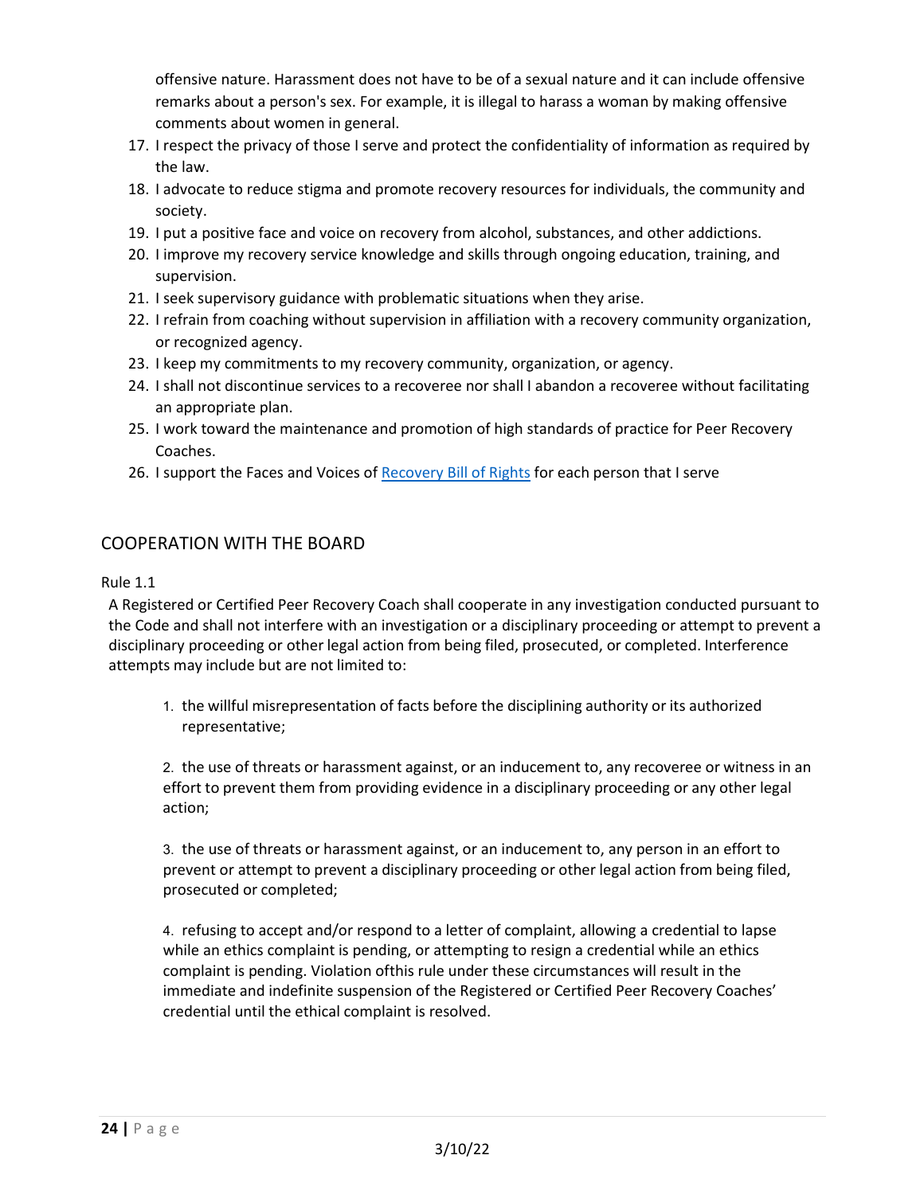offensive nature. Harassment does not have to be of a sexual nature and it can include offensive remarks about a person's sex. For example, it is illegal to harass a woman by making offensive comments about women in general.

17. I respect the privacy of those I serve and protect the confidentiality of information as required by the law.
18. I advocate to reduce stigma and promote recovery resources for individuals, the community and society.
19. I put a positive face and voice on recovery from alcohol, substances, and other addictions.
20. I improve my recovery service knowledge and skills through ongoing education, training, and supervision.
21. I seek supervisory guidance with problematic situations when they arise.
22. I refrain from coaching without supervision in affiliation with a recovery community organization, or recognized agency.
23. I keep my commitments to my recovery community, organization, or agency.
24. I shall not discontinue services to a recoveree nor shall I abandon a recoveree without facilitating an appropriate plan.
25. I work toward the maintenance and promotion of high standards of practice for Peer Recovery Coaches.
26. I support the Faces and Voices of Recovery Bill of Rights for each person that I serve

## COOPERATION WITH THE BOARD

Rule 1.1

A Registered or Certified Peer Recovery Coach shall cooperate in any investigation conducted pursuant to the Code and shall not interfere with an investigation or a disciplinary proceeding or attempt to prevent a disciplinary proceeding or other legal action from being filed, prosecuted, or completed. Interference attempts may include but are not limited to:

1. the willful misrepresentation of facts before the disciplining authority or its authorized representative;

2. the use of threats or harassment against, or an inducement to, any recoveree or witness in an effort to prevent them from providing evidence in a disciplinary proceeding or any other legal action;

3. the use of threats or harassment against, or an inducement to, any person in an effort to prevent or attempt to prevent a disciplinary proceeding or other legal action from being filed, prosecuted or completed;

4. refusing to accept and/or respond to a letter of complaint, allowing a credential to lapse while an ethics complaint is pending, or attempting to resign a credential while an ethics complaint is pending. Violation ofthis rule under these circumstances will result in the immediate and indefinite suspension of the Registered or Certified Peer Recovery Coaches' credential until the ethical complaint is resolved.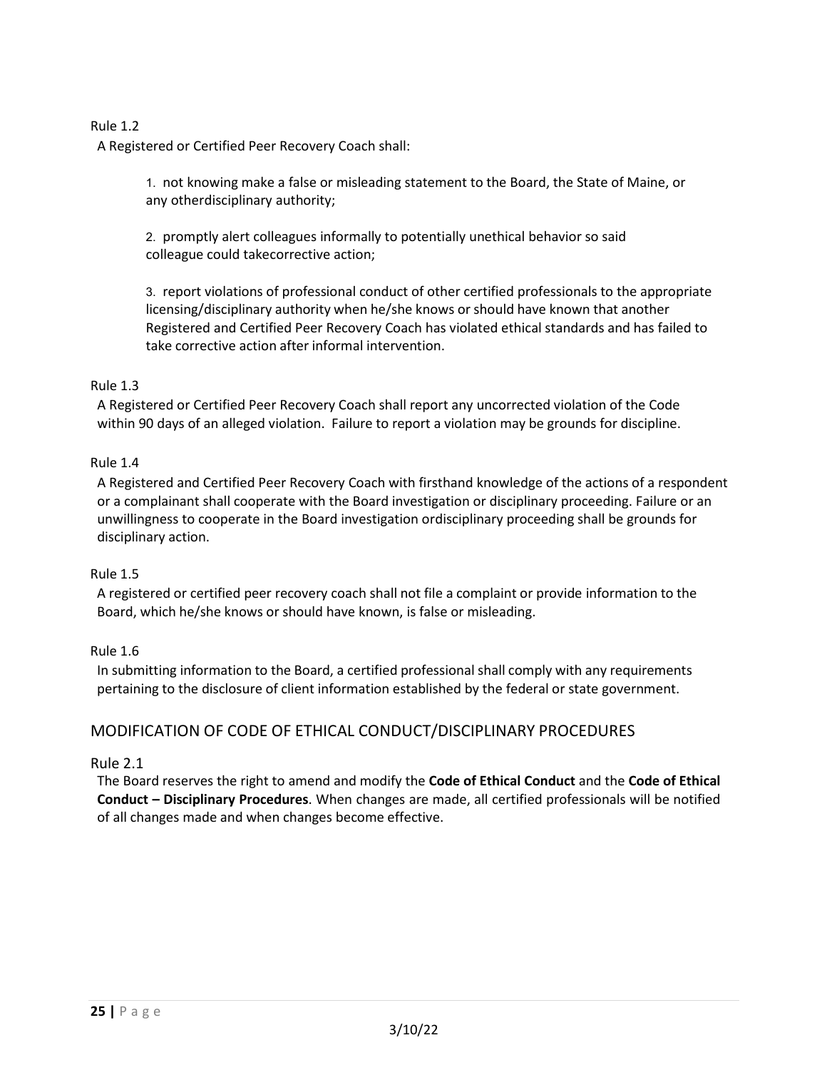Rule 1.2

A Registered or Certified Peer Recovery Coach shall:

1. not knowing make a false or misleading statement to the Board, the State of Maine, or any otherdisciplinary authority;

2. promptly alert colleagues informally to potentially unethical behavior so said colleague could takecorrective action;

3. report violations of professional conduct of other certified professionals to the appropriate licensing/disciplinary authority when he/she knows or should have known that another Registered and Certified Peer Recovery Coach has violated ethical standards and has failed to take corrective action after informal intervention.

Rule 1.3

A Registered or Certified Peer Recovery Coach shall report any uncorrected violation of the Code within 90 days of an alleged violation. Failure to report a violation may be grounds for discipline.

Rule 1.4

A Registered and Certified Peer Recovery Coach with firsthand knowledge of the actions of a respondent or a complainant shall cooperate with the Board investigation or disciplinary proceeding. Failure or an unwillingness to cooperate in the Board investigation ordisciplinary proceeding shall be grounds for disciplinary action.

Rule 1.5

A registered or certified peer recovery coach shall not file a complaint or provide information to the Board, which he/she knows or should have known, is false or misleading.

Rule 1.6

In submitting information to the Board, a certified professional shall comply with any requirements pertaining to the disclosure of client information established by the federal or state government.

## MODIFICATION OF CODE OF ETHICAL CONDUCT/DISCIPLINARY PROCEDURES

Rule 2.1

The Board reserves the right to amend and modify the **Code of Ethical Conduct** and the **Code of Ethical Conduct – Disciplinary Procedures**. When changes are made, all certified professionals will be notified of all changes made and when changes become effective.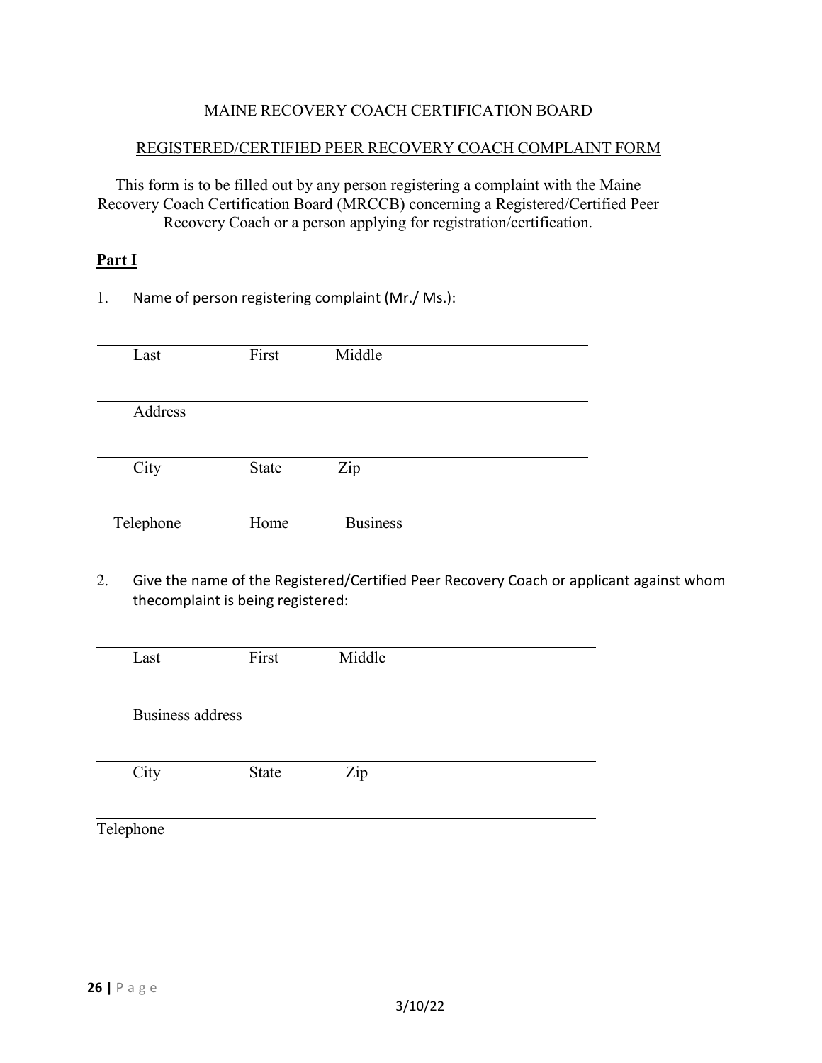MAINE RECOVERY COACH CERTIFICATION BOARD

REGISTERED/CERTIFIED PEER RECOVERY COACH COMPLAINT FORM

This form is to be filled out by any person registering a complaint with the Maine Recovery Coach Certification Board (MRCCB) concerning a Registered/Certified Peer Recovery Coach or a person applying for registration/certification.

**Part I**

1. Name of person registering complaint (Mr./ Ms.):

_______________________________________________

Last First Middle

_______________________________________________

Address

_______________________________________________

City State Zip

_______________________________________________

Telephone Home Business

2. Give the name of the Registered/Certified Peer Recovery Coach or applicant against whom thecomplaint is being registered:

_______________________________________________

Last First Middle

_______________________________________________

Business address

_______________________________________________

City State Zip

_______________________________________________

Telephone

3/10/22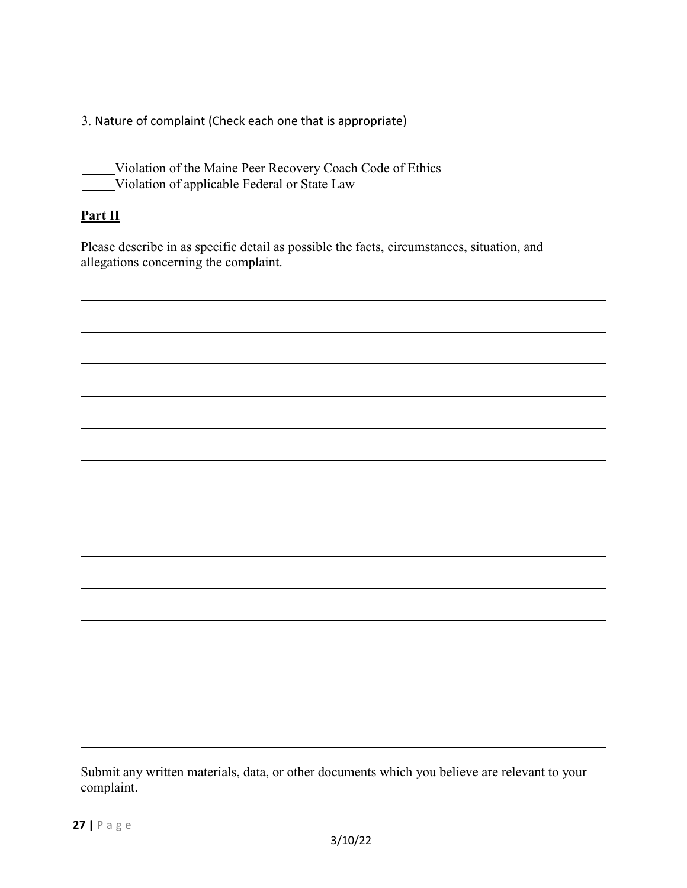3. Nature of complaint (Check each one that is appropriate)

_____Violation of the Maine Peer Recovery Coach Code of Ethics
_____Violation of applicable Federal or State Law

**Part II**

Please describe in as specific detail as possible the facts, circumstances, situation, and allegations concerning the complaint.

_______________________________________________________________________________

_______________________________________________________________________________

_______________________________________________________________________________

_______________________________________________________________________________

_______________________________________________________________________________

_______________________________________________________________________________

_______________________________________________________________________________

_______________________________________________________________________________

_______________________________________________________________________________

_______________________________________________________________________________

_______________________________________________________________________________

_______________________________________________________________________________

_______________________________________________________________________________

_______________________________________________________________________________

_______________________________________________________________________________

Submit any written materials, data, or other documents which you believe are relevant to your complaint.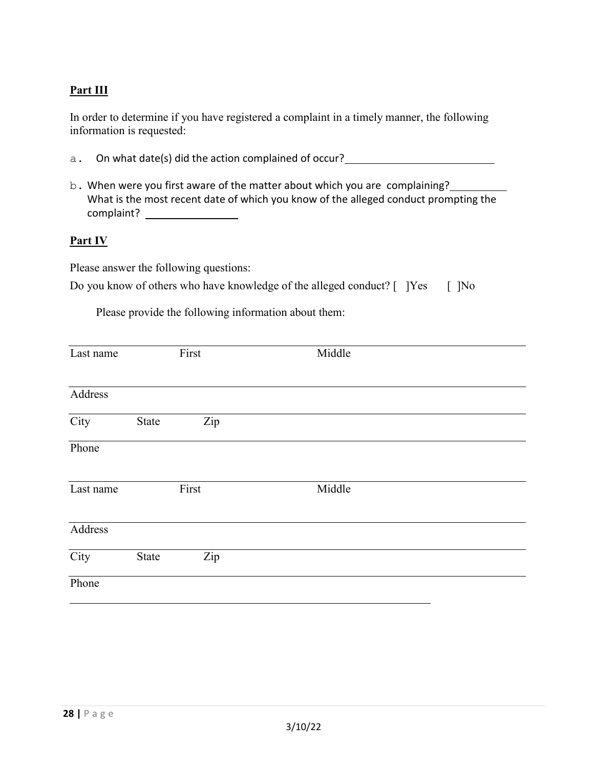**Part III**

In order to determine if you have registered a complaint in a timely manner, the following information is requested:

a. On what date(s) did the action complained of occur?\_\_\_\_\_\_\_\_\_\_\_\_\_\_\_\_\_\_\_\_\_\_\_\_\_\_

b. When were you first aware of the matter about which you are complaining?\_\_\_\_\_\_\_\_\_\_
   What is the most recent date of which you know of the alleged conduct prompting the complaint? \_\_\_\_\_\_\_\_\_\_\_\_\_\_\_\_

**Part IV**

Please answer the following questions:

Do you know of others who have knowledge of the alleged conduct? [ ]Yes [ ]No

Please provide the following information about them:

\_\_\_\_\_\_\_\_\_\_\_\_\_\_\_\_\_\_\_\_\_\_\_\_\_\_\_\_\_\_\_\_\_\_\_\_\_\_\_\_\_\_\_\_\_\_\_\_\_\_\_\_\_\_\_\_\_\_\_\_
Last name First Middle

\_\_\_\_\_\_\_\_\_\_\_\_\_\_\_\_\_\_\_\_\_\_\_\_\_\_\_\_\_\_\_\_\_\_\_\_\_\_\_\_\_\_\_\_\_\_\_\_\_\_\_\_\_\_\_\_\_\_\_\_
Address

\_\_\_\_\_\_\_\_\_\_\_\_\_\_\_\_\_\_\_\_\_\_\_\_\_\_\_\_\_\_\_\_\_\_\_\_\_\_\_\_\_\_\_\_\_\_\_\_\_\_\_\_\_\_\_\_\_\_\_\_
City State Zip

\_\_\_\_\_\_\_\_\_\_\_\_\_\_\_\_\_\_\_\_\_\_\_\_\_\_\_\_\_\_\_\_\_\_\_\_\_\_\_\_\_\_\_\_\_\_\_\_\_\_\_\_\_\_\_\_\_\_\_\_
Phone

\_\_\_\_\_\_\_\_\_\_\_\_\_\_\_\_\_\_\_\_\_\_\_\_\_\_\_\_\_\_\_\_\_\_\_\_\_\_\_\_\_\_\_\_\_\_\_\_\_\_\_\_\_\_\_\_\_\_\_\_
Last name First Middle

\_\_\_\_\_\_\_\_\_\_\_\_\_\_\_\_\_\_\_\_\_\_\_\_\_\_\_\_\_\_\_\_\_\_\_\_\_\_\_\_\_\_\_\_\_\_\_\_\_\_\_\_\_\_\_\_\_\_\_\_
Address

\_\_\_\_\_\_\_\_\_\_\_\_\_\_\_\_\_\_\_\_\_\_\_\_\_\_\_\_\_\_\_\_\_\_\_\_\_\_\_\_\_\_\_\_\_\_\_\_\_\_\_\_\_\_\_\_\_\_\_\_
City State Zip

\_\_\_\_\_\_\_\_\_\_\_\_\_\_\_\_\_\_\_\_\_\_\_\_\_\_\_\_\_\_\_\_\_\_\_\_\_\_\_\_\_\_\_\_\_\_\_\_\_\_\_\_\_\_\_\_\_\_\_\_
Phone

\_\_\_\_\_\_\_\_\_\_\_\_\_\_\_\_\_\_\_\_\_\_\_\_\_\_\_\_\_\_\_\_\_\_\_\_\_\_\_\_\_\_\_\_\_\_\_\_\_\_\_\_\_\_\_\_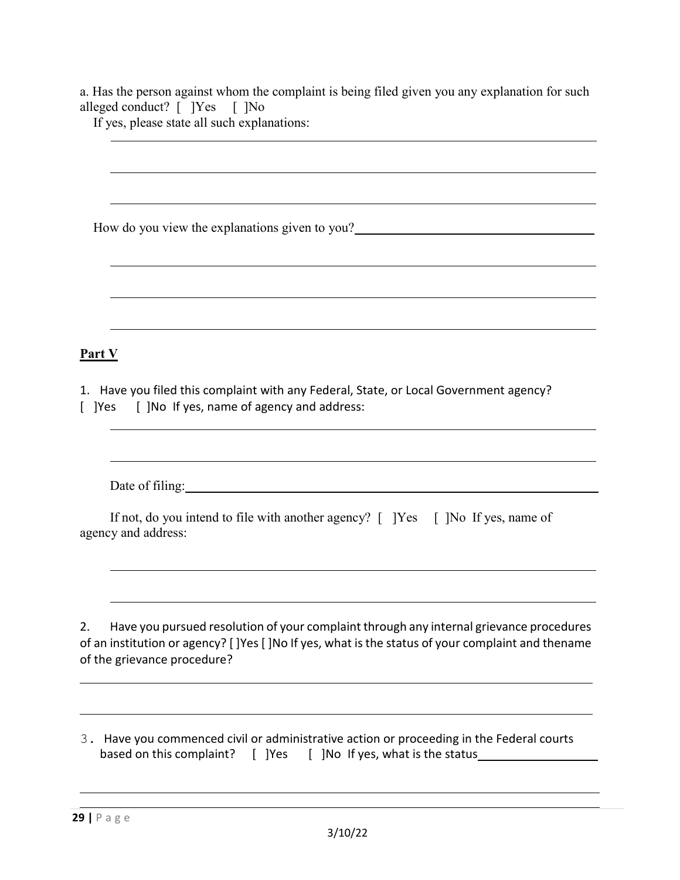a. Has the person against whom the complaint is being filed given you any explanation for such alleged conduct? [ ]Yes [ ]No

If yes, please state all such explanations:

\_\_\_\_\_\_\_\_\_\_\_\_\_\_\_\_\_\_\_\_\_\_\_\_\_\_\_\_\_\_\_\_\_\_\_\_\_\_\_\_\_\_\_\_\_\_\_\_\_\_\_\_\_\_\_\_\_\_\_\_\_\_\_\_

\_\_\_\_\_\_\_\_\_\_\_\_\_\_\_\_\_\_\_\_\_\_\_\_\_\_\_\_\_\_\_\_\_\_\_\_\_\_\_\_\_\_\_\_\_\_\_\_\_\_\_\_\_\_\_\_\_\_\_\_\_\_\_\_

\_\_\_\_\_\_\_\_\_\_\_\_\_\_\_\_\_\_\_\_\_\_\_\_\_\_\_\_\_\_\_\_\_\_\_\_\_\_\_\_\_\_\_\_\_\_\_\_\_\_\_\_\_\_\_\_\_\_\_\_\_\_\_\_

How do you view the explanations given to you?\_\_\_\_\_\_\_\_\_\_\_\_\_\_\_\_\_\_\_\_\_\_\_\_\_\_\_\_\_\_\_\_

\_\_\_\_\_\_\_\_\_\_\_\_\_\_\_\_\_\_\_\_\_\_\_\_\_\_\_\_\_\_\_\_\_\_\_\_\_\_\_\_\_\_\_\_\_\_\_\_\_\_\_\_\_\_\_\_\_\_\_\_\_\_\_\_

\_\_\_\_\_\_\_\_\_\_\_\_\_\_\_\_\_\_\_\_\_\_\_\_\_\_\_\_\_\_\_\_\_\_\_\_\_\_\_\_\_\_\_\_\_\_\_\_\_\_\_\_\_\_\_\_\_\_\_\_\_\_\_\_

\_\_\_\_\_\_\_\_\_\_\_\_\_\_\_\_\_\_\_\_\_\_\_\_\_\_\_\_\_\_\_\_\_\_\_\_\_\_\_\_\_\_\_\_\_\_\_\_\_\_\_\_\_\_\_\_\_\_\_\_\_\_\_\_

## Part V

1. Have you filed this complaint with any Federal, State, or Local Government agency? [ ]Yes [ ]No If yes, name of agency and address:

\_\_\_\_\_\_\_\_\_\_\_\_\_\_\_\_\_\_\_\_\_\_\_\_\_\_\_\_\_\_\_\_\_\_\_\_\_\_\_\_\_\_\_\_\_\_\_\_\_\_\_\_\_\_\_\_\_\_\_\_\_\_\_\_

\_\_\_\_\_\_\_\_\_\_\_\_\_\_\_\_\_\_\_\_\_\_\_\_\_\_\_\_\_\_\_\_\_\_\_\_\_\_\_\_\_\_\_\_\_\_\_\_\_\_\_\_\_\_\_\_\_\_\_\_\_\_\_\_

Date of filing:\_\_\_\_\_\_\_\_\_\_\_\_\_\_\_\_\_\_\_\_\_\_\_\_\_\_\_\_\_\_\_\_\_\_\_\_\_\_\_\_\_\_\_\_\_\_\_\_\_\_

If not, do you intend to file with another agency? [ ]Yes [ ]No If yes, name of agency and address:

\_\_\_\_\_\_\_\_\_\_\_\_\_\_\_\_\_\_\_\_\_\_\_\_\_\_\_\_\_\_\_\_\_\_\_\_\_\_\_\_\_\_\_\_\_\_\_\_\_\_\_\_\_\_\_\_\_\_\_\_\_\_\_\_

\_\_\_\_\_\_\_\_\_\_\_\_\_\_\_\_\_\_\_\_\_\_\_\_\_\_\_\_\_\_\_\_\_\_\_\_\_\_\_\_\_\_\_\_\_\_\_\_\_\_\_\_\_\_\_\_\_\_\_\_\_\_\_\_

2. Have you pursued resolution of your complaint through any internal grievance procedures of an institution or agency? [ ]Yes [ ]No If yes, what is the status of your complaint and thename of the grievance procedure?

\_\_\_\_\_\_\_\_\_\_\_\_\_\_\_\_\_\_\_\_\_\_\_\_\_\_\_\_\_\_\_\_\_\_\_\_\_\_\_\_\_\_\_\_\_\_\_\_\_\_\_\_\_\_\_\_\_\_\_\_\_\_\_\_

\_\_\_\_\_\_\_\_\_\_\_\_\_\_\_\_\_\_\_\_\_\_\_\_\_\_\_\_\_\_\_\_\_\_\_\_\_\_\_\_\_\_\_\_\_\_\_\_\_\_\_\_\_\_\_\_\_\_\_\_\_\_\_\_

3. Have you commenced civil or administrative action or proceeding in the Federal courts based on this complaint? [ ]Yes [ ]No If yes, what is the status\_\_\_\_\_\_\_\_\_\_\_\_\_\_\_\_

\_\_\_\_\_\_\_\_\_\_\_\_\_\_\_\_\_\_\_\_\_\_\_\_\_\_\_\_\_\_\_\_\_\_\_\_\_\_\_\_\_\_\_\_\_\_\_\_\_\_\_\_\_\_\_\_\_\_\_\_\_\_\_\_

\_\_\_\_\_\_\_\_\_\_\_\_\_\_\_\_\_\_\_\_\_\_\_\_\_\_\_\_\_\_\_\_\_\_\_\_\_\_\_\_\_\_\_\_\_\_\_\_\_\_\_\_\_\_\_\_\_\_\_\_\_\_\_\_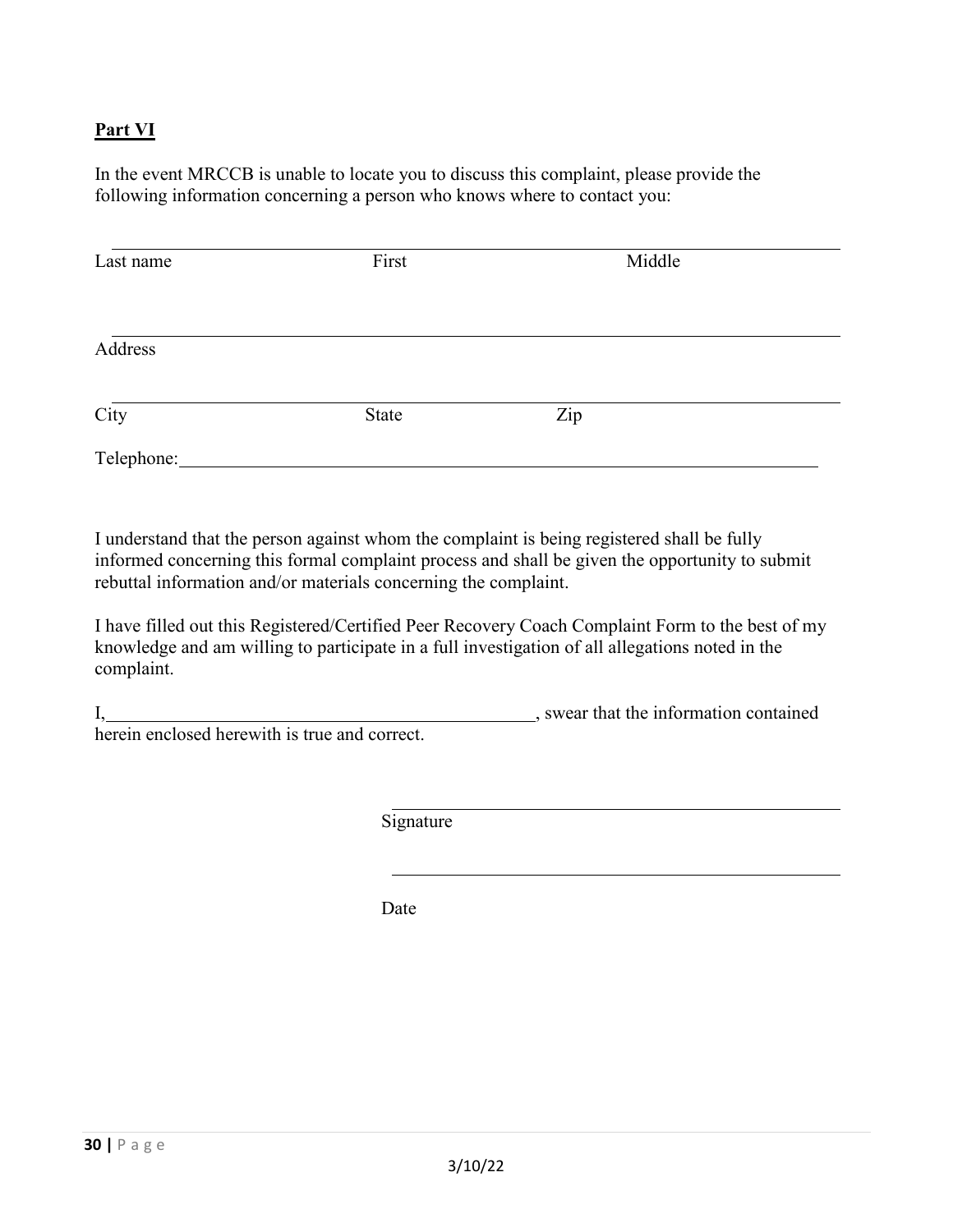**Part VI**

In the event MRCCB is unable to locate you to discuss this complaint, please provide the following information concerning a person who knows where to contact you:

______________________________________________________________________________
Last name First Middle

______________________________________________________________________________
Address

______________________________________________________________________________
City State Zip

Telephone:____________________________________________________________________

I understand that the person against whom the complaint is being registered shall be fully informed concerning this formal complaint process and shall be given the opportunity to submit rebuttal information and/or materials concerning the complaint.

I have filled out this Registered/Certified Peer Recovery Coach Complaint Form to the best of my knowledge and am willing to participate in a full investigation of all allegations noted in the complaint.

I,_______________________________________________, swear that the information contained herein enclosed herewith is true and correct.

_______________________________________________
Signature

_______________________________________________
Date

3/10/22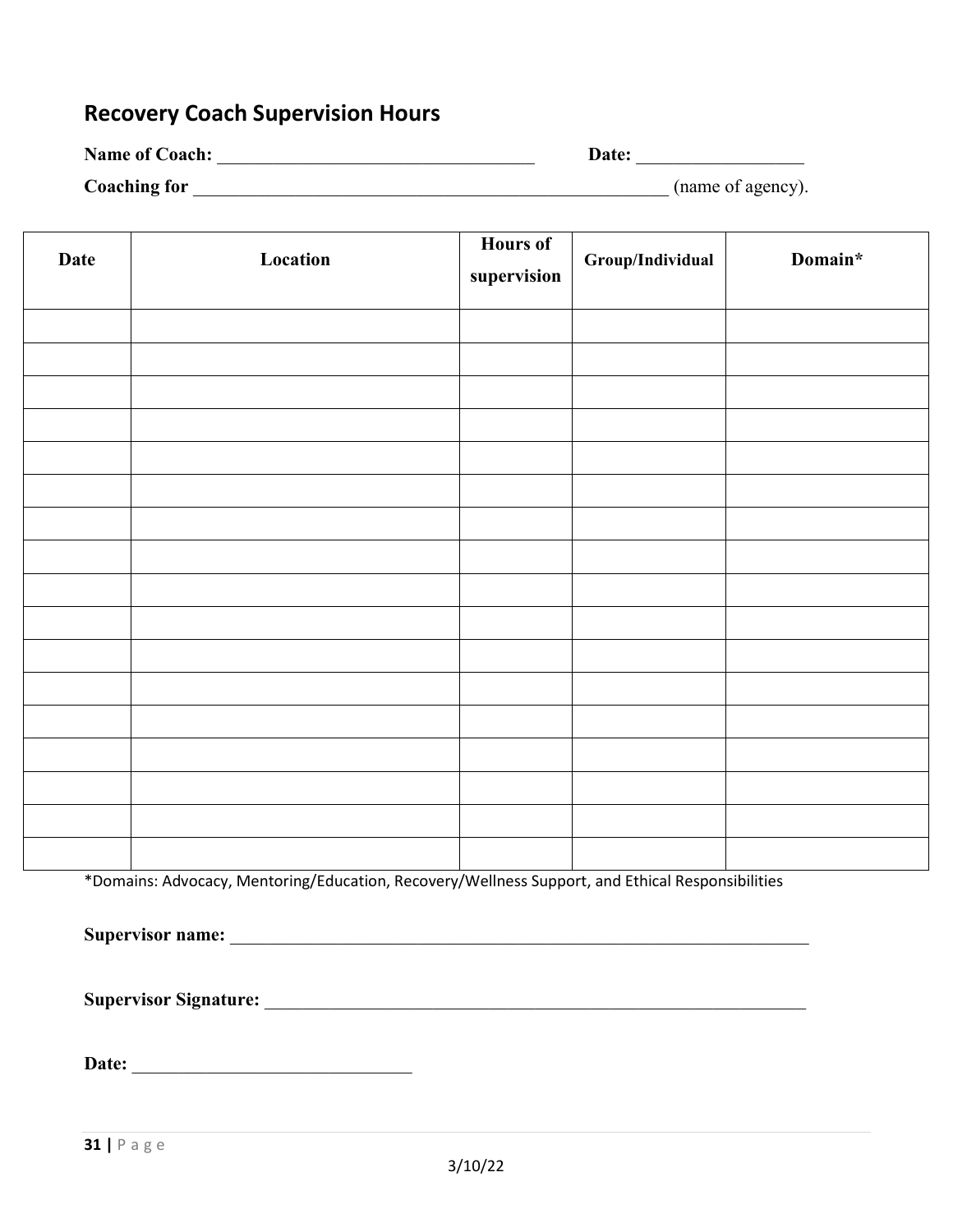## Recovery Coach Supervision Hours

**Name of Coach:** ___________________________________ **Date:** _________________

**Coaching for** ______________________________________________________ (name of agency).

| Date | Location | Hours of supervision | Group/Individual | Domain* |
|---|---|---|---|---|
| | | | | |
| | | | | |
| | | | | |
| | | | | |
| | | | | |
| | | | | |
| | | | | |
| | | | | |
| | | | | |
| | | | | |
| | | | | |
| | | | | |
| | | | | |
| | | | | |
| | | | | |
| | | | | |
| | | | | |

*Domains: Advocacy, Mentoring/Education, Recovery/Wellness Support, and Ethical Responsibilities

**Supervisor name:** _________________________________________________________________

**Supervisor Signature:** ______________________________________________________________

**Date:** ________________________________

3/10/22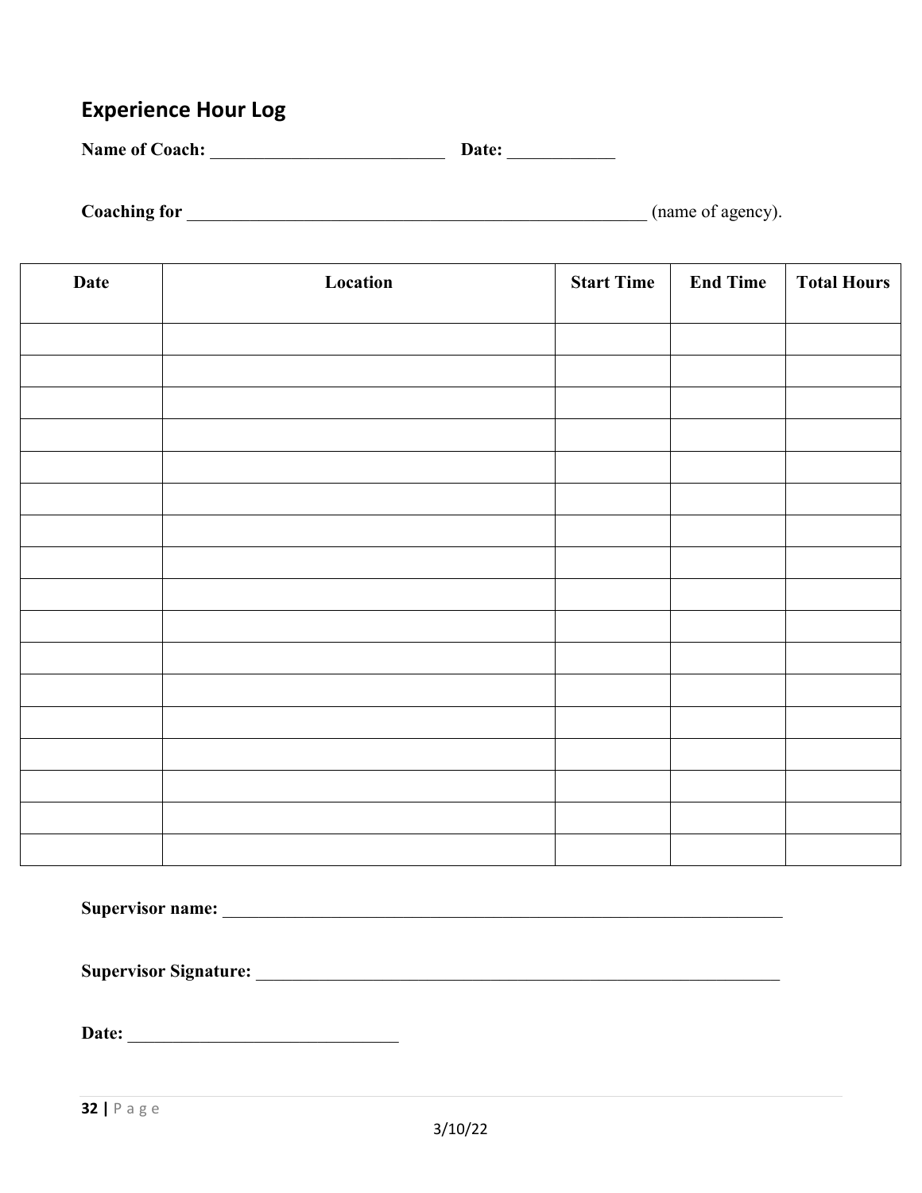## Experience Hour Log

**Name of Coach:** ___________________________ **Date:** ____________

**Coaching for** _____________________________________________________ (name of agency).

| Date | Location | Start Time | End Time | Total Hours |
|---|---|---|---|---|
| | | | | |
| | | | | |
| | | | | |
| | | | | |
| | | | | |
| | | | | |
| | | | | |
| | | | | |
| | | | | |
| | | | | |
| | | | | |
| | | | | |
| | | | | |
| | | | | |
| | | | | |
| | | | | |
| | | | | |

**Supervisor name:** _________________________________________________________________

**Supervisor Signature:** _____________________________________________________________

**Date:** ________________________________

3/10/22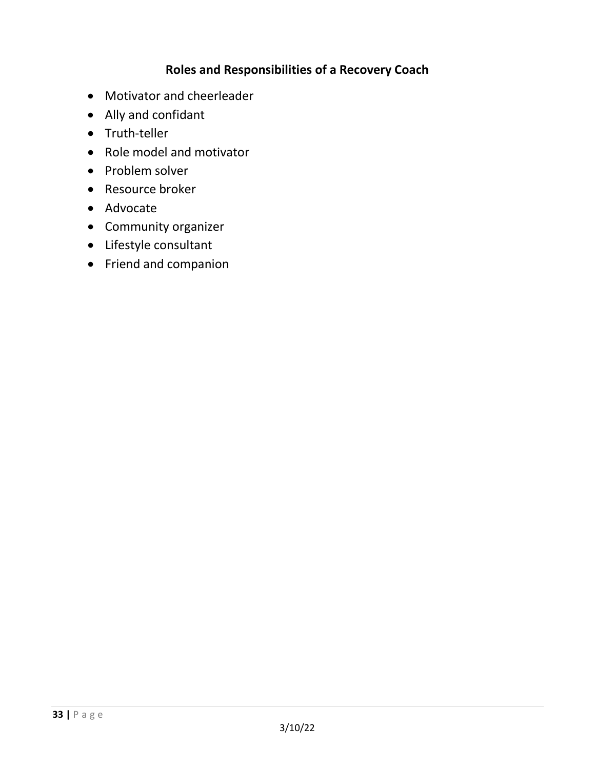## Roles and Responsibilities of a Recovery Coach

- Motivator and cheerleader
- Ally and confidant
- Truth-teller
- Role model and motivator
- Problem solver
- Resource broker
- Advocate
- Community organizer
- Lifestyle consultant
- Friend and companion